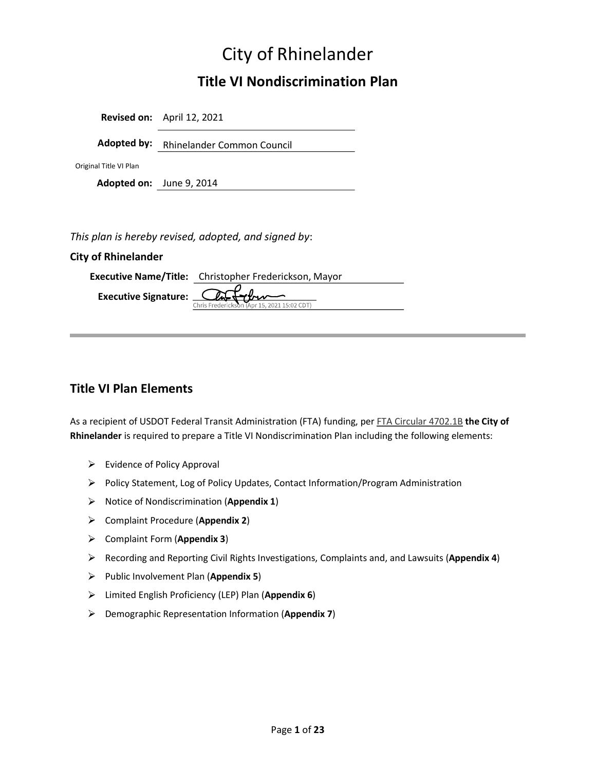# City of Rhinelander

## Title VI Nondiscrimination Plan

**Revised on:** April 12, 2021

**Adopted by:** Rhinelander Common Council

Original Title VI Plan

**Adopted on:** June 9, 2014

*This plan is hereby revised, adopted, and signed by*:

**City of Rhinelander**

**Executive Name/Title:** Christopher Frederickson, Mayor

**Executive Signature:** Chris Frederickson (Apr 15, 2021 15:02 CDT)

## Title VI Plan Elements

As a recipient of USDOT Federal Transit Administration (FTA) funding, per FTA Circular 4702.1B **the City of Rhinelander** is required to prepare a Title VI Nondiscrimination Plan including the following elements:

- Evidence of Policy Approval
- Policy Statement, Log of Policy Updates, Contact Information/Program Administration
- Notice of Nondiscrimination (**Appendix 1**)
- Complaint Procedure (**Appendix 2**)
- Complaint Form (**Appendix 3**)
- Recording and Reporting Civil Rights Investigations, Complaints and, and Lawsuits (**Appendix 4**)
- Public Involvement Plan (**Appendix 5**)
- Limited English Proficiency (LEP) Plan (**Appendix 6**)
- Demographic Representation Information (**Appendix 7**)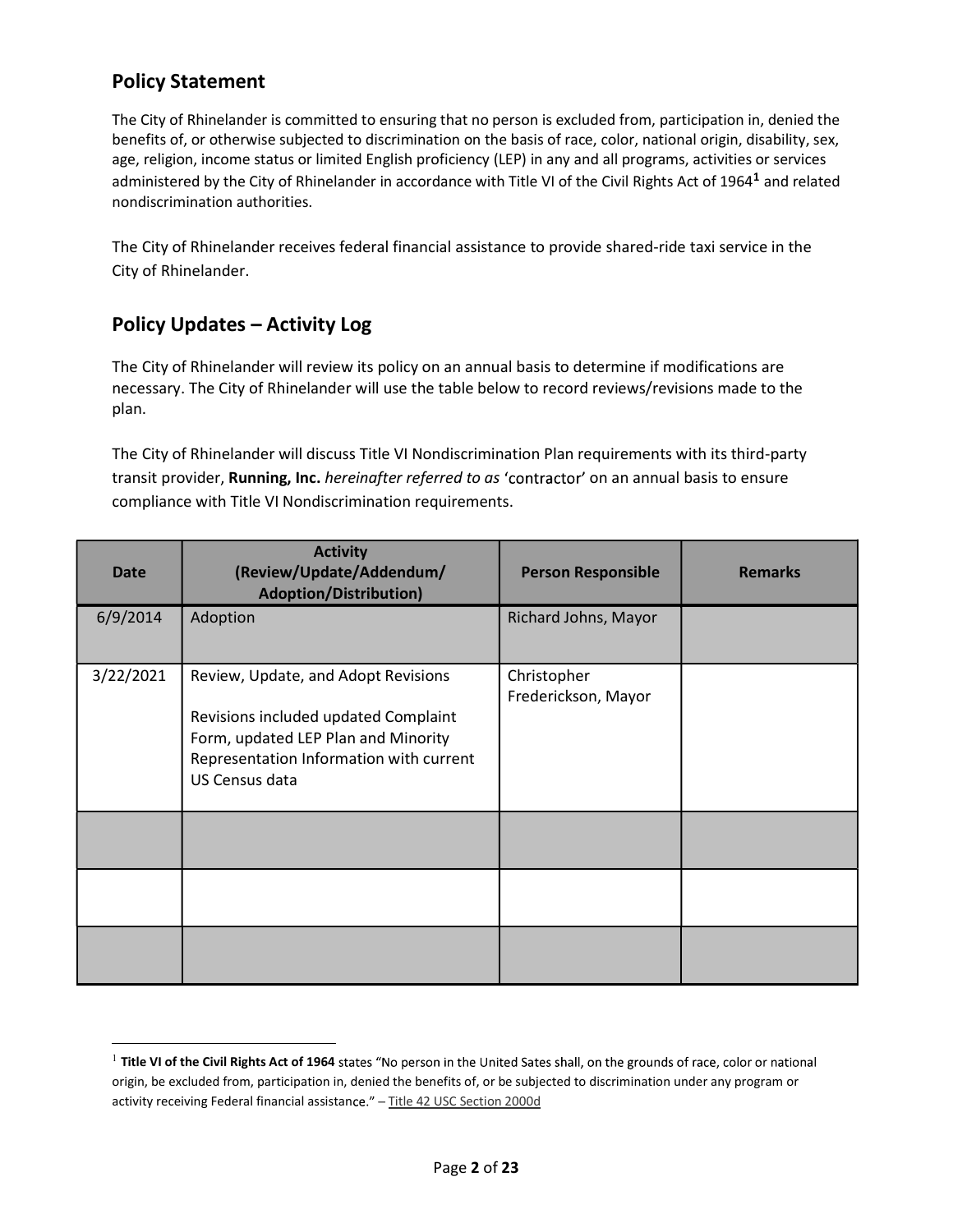## Policy Statement

The City of Rhinelander is committed to ensuring that no person is excluded from, participation in, denied the benefits of, or otherwise subjected to discrimination on the basis of race, color, national origin, disability, sex, age, religion, income status or limited English proficiency (LEP) in any and all programs, activities or services administered by the City of Rhinelander in accordance with Title VI of the Civil Rights Act of 1964[1] and related nondiscrimination authorities.

The City of Rhinelander receives federal financial assistance to provide shared-ride taxi service in the City of Rhinelander.

## Policy Updates – Activity Log

The City of Rhinelander will review its policy on an annual basis to determine if modifications are necessary. The City of Rhinelander will use the table below to record reviews/revisions made to the plan.

The City of Rhinelander will discuss Title VI Nondiscrimination Plan requirements with its third-party transit provider, **Running, Inc.** *hereinafter referred to as* 'contractor' on an annual basis to ensure compliance with Title VI Nondiscrimination requirements.

| Date | Activity (Review/Update/Addendum/ Adoption/Distribution) | Person Responsible | Remarks |
|---|---|---|---|
| 6/9/2014 | Adoption | Richard Johns, Mayor | |
| 3/22/2021 | Review, Update, and Adopt Revisions<br><br>Revisions included updated Complaint Form, updated LEP Plan and Minority Representation Information with current US Census data | Christopher Frederickson, Mayor | |
| | | | |
| | | | |
| | | | |

[1] **Title VI of the Civil Rights Act of 1964** states "No person in the United Sates shall, on the grounds of race, color or national origin, be excluded from, participation in, denied the benefits of, or be subjected to discrimination under any program or activity receiving Federal financial assistance." – Title 42 USC Section 2000d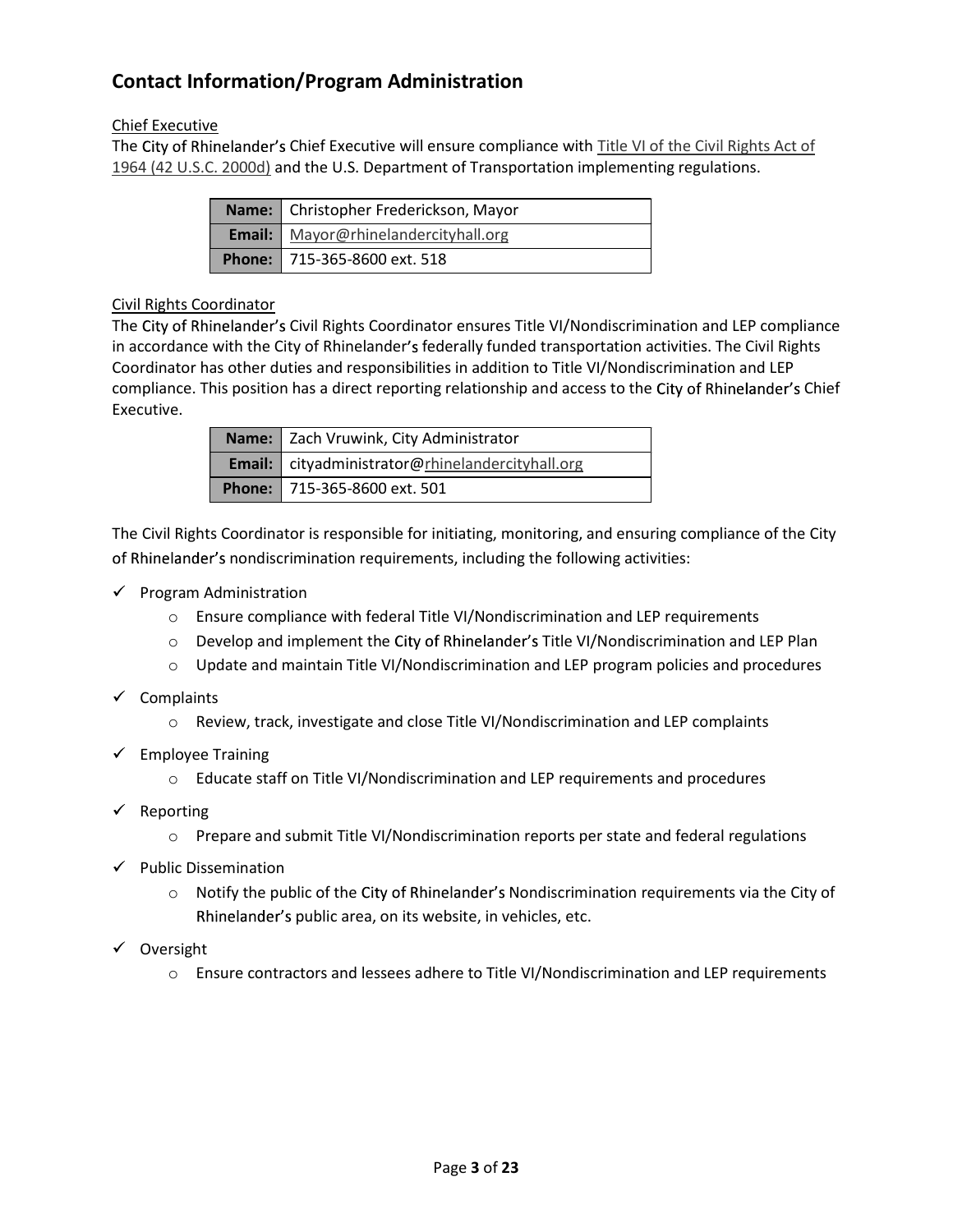## Contact Information/Program Administration

Chief Executive

The City of Rhinelander's Chief Executive will ensure compliance with Title VI of the Civil Rights Act of 1964 (42 U.S.C. 2000d) and the U.S. Department of Transportation implementing regulations.

| | |
|---|---|
| **Name:** | Christopher Frederickson, Mayor |
| **Email:** | Mayor@rhinelandercityhall.org |
| **Phone:** | 715-365-8600 ext. 518 |

Civil Rights Coordinator

The City of Rhinelander's Civil Rights Coordinator ensures Title VI/Nondiscrimination and LEP compliance in accordance with the City of Rhinelander's federally funded transportation activities. The Civil Rights Coordinator has other duties and responsibilities in addition to Title VI/Nondiscrimination and LEP compliance. This position has a direct reporting relationship and access to the City of Rhinelander's Chief Executive.

| | |
|---|---|
| **Name:** | Zach Vruwink, City Administrator |
| **Email:** | cityadministrator@rhinelandercityhall.org |
| **Phone:** | 715-365-8600 ext. 501 |

The Civil Rights Coordinator is responsible for initiating, monitoring, and ensuring compliance of the City of Rhinelander's nondiscrimination requirements, including the following activities:

- ✓ Program Administration
  - Ensure compliance with federal Title VI/Nondiscrimination and LEP requirements
  - Develop and implement the City of Rhinelander's Title VI/Nondiscrimination and LEP Plan
  - Update and maintain Title VI/Nondiscrimination and LEP program policies and procedures
- ✓ Complaints
  - Review, track, investigate and close Title VI/Nondiscrimination and LEP complaints
- ✓ Employee Training
  - Educate staff on Title VI/Nondiscrimination and LEP requirements and procedures
- ✓ Reporting
  - Prepare and submit Title VI/Nondiscrimination reports per state and federal regulations
- ✓ Public Dissemination
  - Notify the public of the City of Rhinelander's Nondiscrimination requirements via the City of Rhinelander's public area, on its website, in vehicles, etc.
- ✓ Oversight
  - Ensure contractors and lessees adhere to Title VI/Nondiscrimination and LEP requirements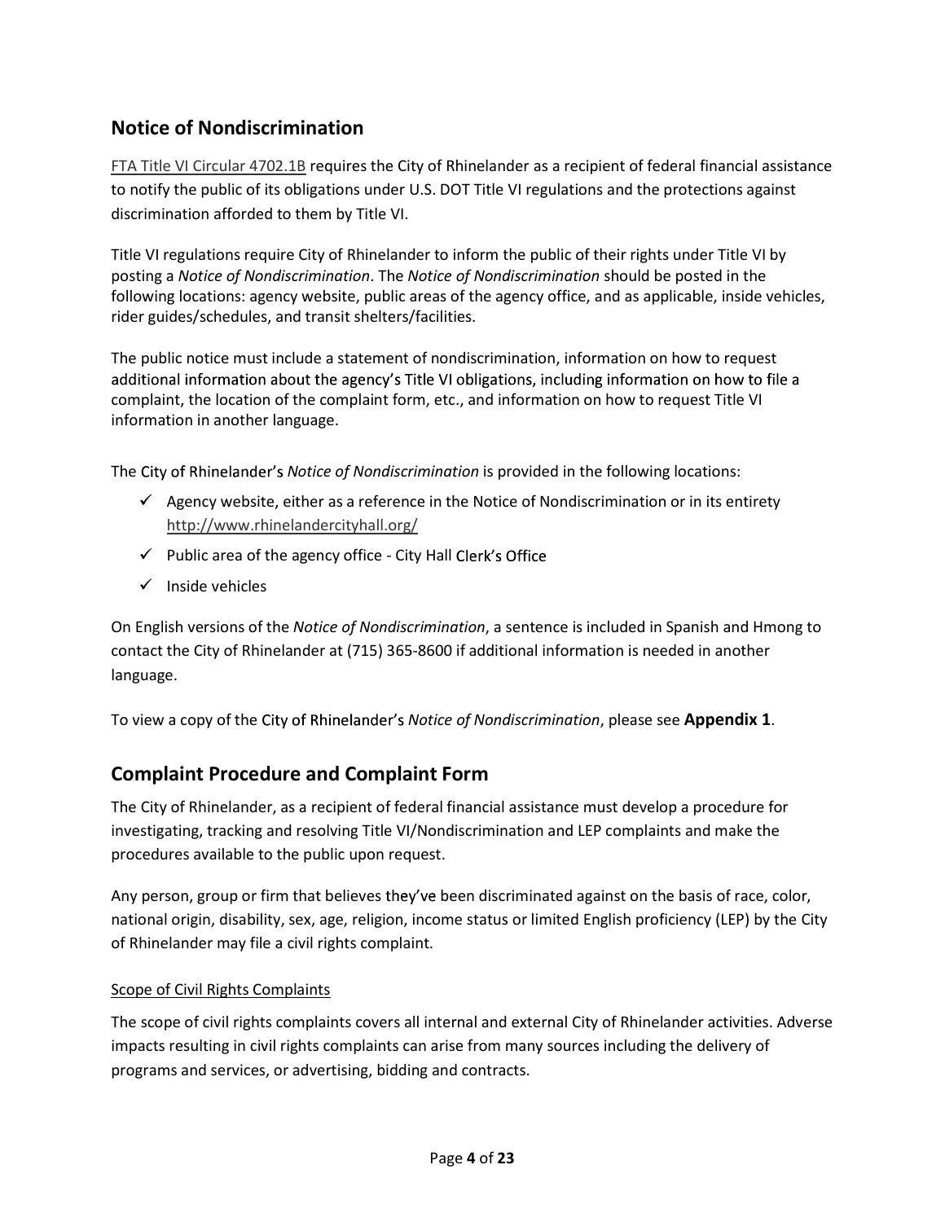## Notice of Nondiscrimination

[FTA Title VI Circular 4702.1B](FTA Title VI Circular 4702.1B) requires the City of Rhinelander as a recipient of federal financial assistance to notify the public of its obligations under U.S. DOT Title VI regulations and the protections against discrimination afforded to them by Title VI.

Title VI regulations require City of Rhinelander to inform the public of their rights under Title VI by posting a *Notice of Nondiscrimination*. The *Notice of Nondiscrimination* should be posted in the following locations: agency website, public areas of the agency office, and as applicable, inside vehicles, rider guides/schedules, and transit shelters/facilities.

The public notice must include a statement of nondiscrimination, information on how to request additional information about the agency's Title VI obligations, including information on how to file a complaint, the location of the complaint form, etc., and information on how to request Title VI information in another language.

The City of Rhinelander's *Notice of Nondiscrimination* is provided in the following locations:

- ✓ Agency website, either as a reference in the Notice of Nondiscrimination or in its entirety http://www.rhinelandercityhall.org/
- ✓ Public area of the agency office - City Hall Clerk's Office
- ✓ Inside vehicles

On English versions of the *Notice of Nondiscrimination*, a sentence is included in Spanish and Hmong to contact the City of Rhinelander at (715) 365-8600 if additional information is needed in another language.

To view a copy of the City of Rhinelander's *Notice of Nondiscrimination*, please see **Appendix 1**.

## Complaint Procedure and Complaint Form

The City of Rhinelander, as a recipient of federal financial assistance must develop a procedure for investigating, tracking and resolving Title VI/Nondiscrimination and LEP complaints and make the procedures available to the public upon request.

Any person, group or firm that believes they've been discriminated against on the basis of race, color, national origin, disability, sex, age, religion, income status or limited English proficiency (LEP) by the City of Rhinelander may file a civil rights complaint.

### Scope of Civil Rights Complaints

The scope of civil rights complaints covers all internal and external City of Rhinelander activities. Adverse impacts resulting in civil rights complaints can arise from many sources including the delivery of programs and services, or advertising, bidding and contracts.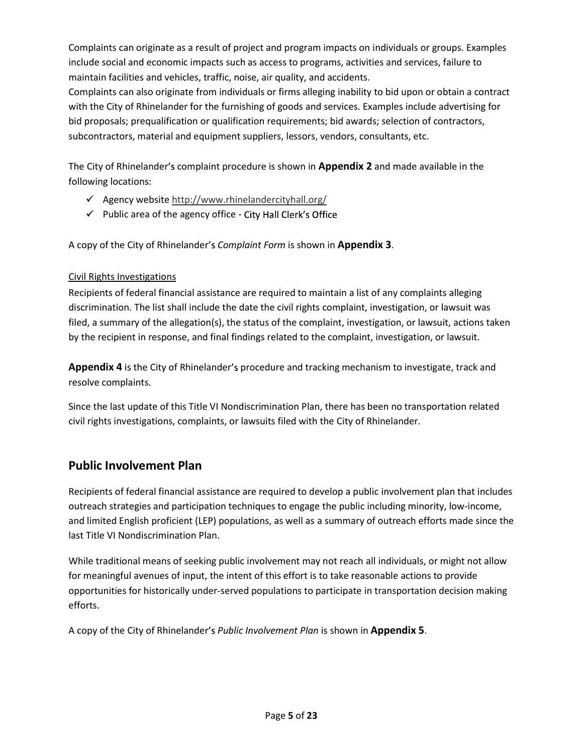Complaints can originate as a result of project and program impacts on individuals or groups. Examples include social and economic impacts such as access to programs, activities and services, failure to maintain facilities and vehicles, traffic, noise, air quality, and accidents.
Complaints can also originate from individuals or firms alleging inability to bid upon or obtain a contract with the City of Rhinelander for the furnishing of goods and services. Examples include advertising for bid proposals; prequalification or qualification requirements; bid awards; selection of contractors, subcontractors, material and equipment suppliers, lessors, vendors, consultants, etc.

The City of Rhinelander's complaint procedure is shown in **Appendix 2** and made available in the following locations:

- ✓ Agency website http://www.rhinelandercityhall.org/
- ✓ Public area of the agency office - City Hall Clerk's Office

A copy of the City of Rhinelander's *Complaint Form* is shown in **Appendix 3**.

Civil Rights Investigations

Recipients of federal financial assistance are required to maintain a list of any complaints alleging discrimination. The list shall include the date the civil rights complaint, investigation, or lawsuit was filed, a summary of the allegation(s), the status of the complaint, investigation, or lawsuit, actions taken by the recipient in response, and final findings related to the complaint, investigation, or lawsuit.

**Appendix 4** is the City of Rhinelander's procedure and tracking mechanism to investigate, track and resolve complaints.

Since the last update of this Title VI Nondiscrimination Plan, there has been no transportation related civil rights investigations, complaints, or lawsuits filed with the City of Rhinelander.

## Public Involvement Plan

Recipients of federal financial assistance are required to develop a public involvement plan that includes outreach strategies and participation techniques to engage the public including minority, low-income, and limited English proficient (LEP) populations, as well as a summary of outreach efforts made since the last Title VI Nondiscrimination Plan.

While traditional means of seeking public involvement may not reach all individuals, or might not allow for meaningful avenues of input, the intent of this effort is to take reasonable actions to provide opportunities for historically under-served populations to participate in transportation decision making efforts.

A copy of the City of Rhinelander's *Public Involvement Plan* is shown in **Appendix 5**.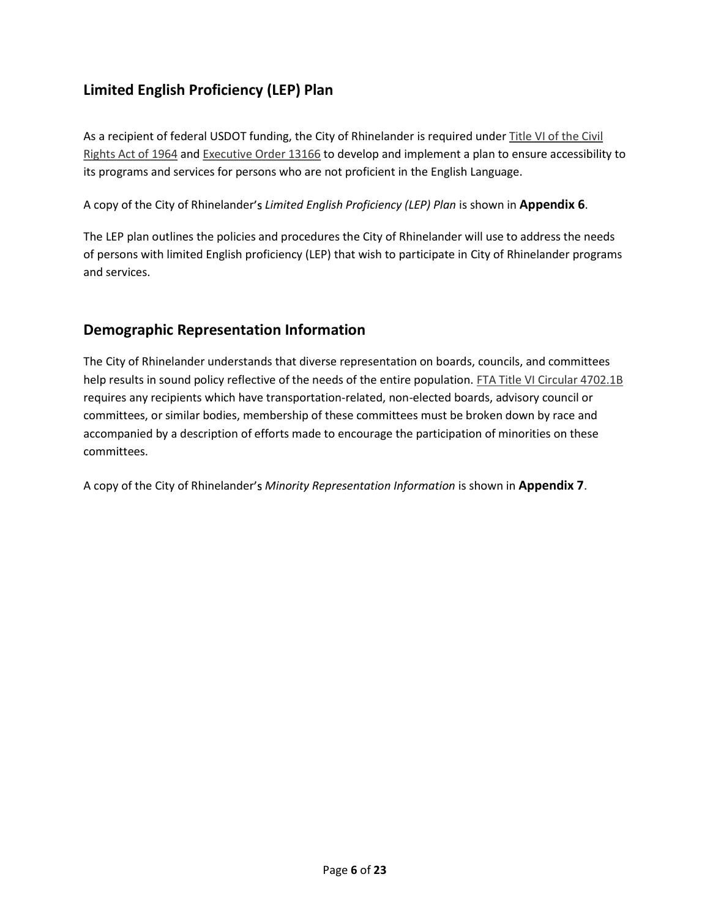## Limited English Proficiency (LEP) Plan

As a recipient of federal USDOT funding, the City of Rhinelander is required under Title VI of the Civil Rights Act of 1964 and Executive Order 13166 to develop and implement a plan to ensure accessibility to its programs and services for persons who are not proficient in the English Language.

A copy of the City of Rhinelander's *Limited English Proficiency (LEP) Plan* is shown in **Appendix 6**.

The LEP plan outlines the policies and procedures the City of Rhinelander will use to address the needs of persons with limited English proficiency (LEP) that wish to participate in City of Rhinelander programs and services.

## Demographic Representation Information

The City of Rhinelander understands that diverse representation on boards, councils, and committees help results in sound policy reflective of the needs of the entire population. FTA Title VI Circular 4702.1B requires any recipients which have transportation-related, non-elected boards, advisory council or committees, or similar bodies, membership of these committees must be broken down by race and accompanied by a description of efforts made to encourage the participation of minorities on these committees.

A copy of the City of Rhinelander's *Minority Representation Information* is shown in **Appendix 7**.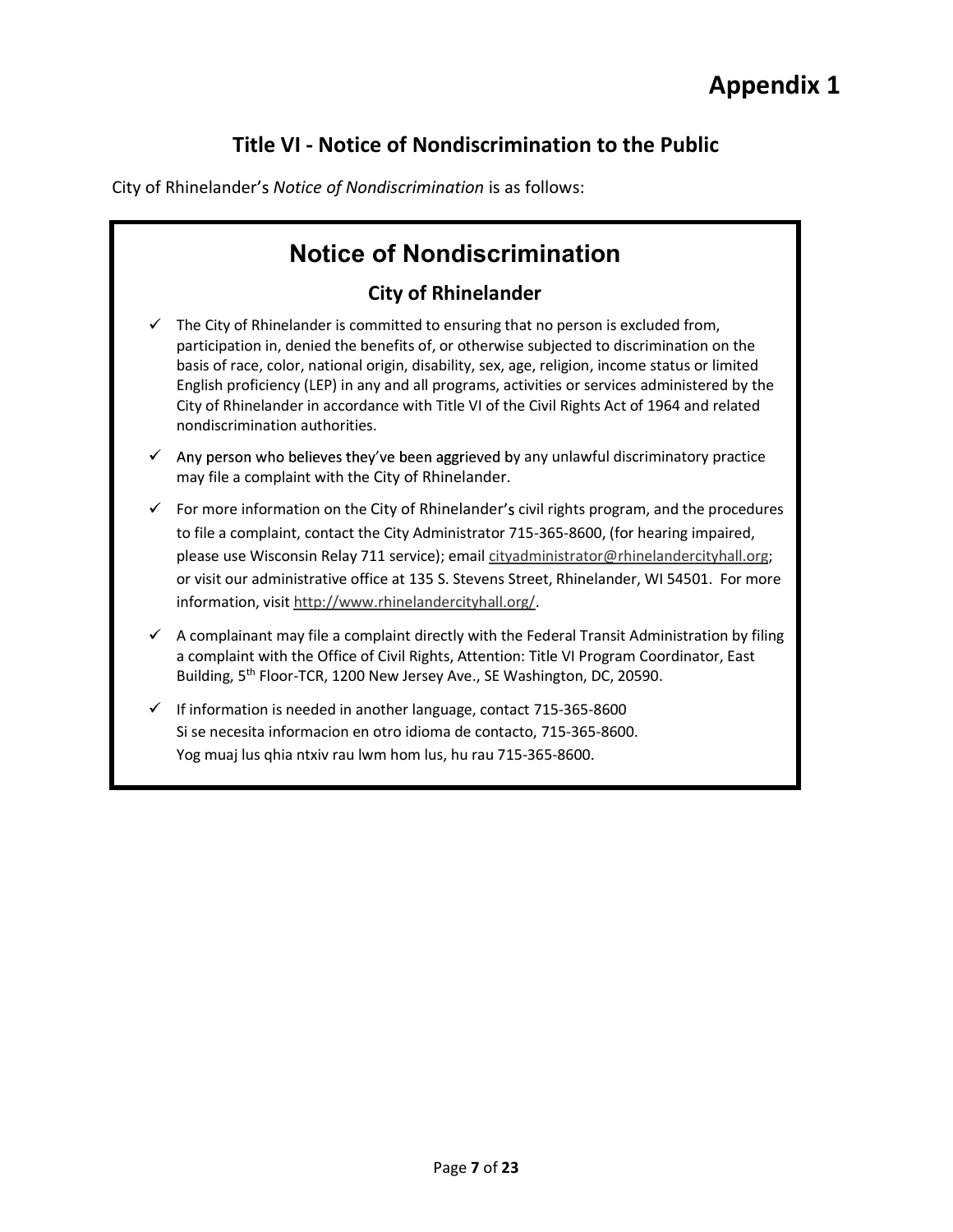# Appendix 1

## Title VI - Notice of Nondiscrimination to the Public

City of Rhinelander's *Notice of Nondiscrimination* is as follows:

## Notice of Nondiscrimination

### City of Rhinelander

- ✓ The City of Rhinelander is committed to ensuring that no person is excluded from, participation in, denied the benefits of, or otherwise subjected to discrimination on the basis of race, color, national origin, disability, sex, age, religion, income status or limited English proficiency (LEP) in any and all programs, activities or services administered by the City of Rhinelander in accordance with Title VI of the Civil Rights Act of 1964 and related nondiscrimination authorities.
- ✓ Any person who believes they've been aggrieved by any unlawful discriminatory practice may file a complaint with the City of Rhinelander.
- ✓ For more information on the City of Rhinelander's civil rights program, and the procedures to file a complaint, contact the City Administrator 715-365-8600, (for hearing impaired, please use Wisconsin Relay 711 service); email cityadministrator@rhinelandercityhall.org; or visit our administrative office at 135 S. Stevens Street, Rhinelander, WI 54501. For more information, visit http://www.rhinelandercityhall.org/.
- ✓ A complainant may file a complaint directly with the Federal Transit Administration by filing a complaint with the Office of Civil Rights, Attention: Title VI Program Coordinator, East Building, 5th Floor-TCR, 1200 New Jersey Ave., SE Washington, DC, 20590.
- ✓ If information is needed in another language, contact 715-365-8600  
  Si se necesita informacion en otro idioma de contacto, 715-365-8600.  
  Yog muaj lus qhia ntxiv rau lwm hom lus, hu rau 715-365-8600.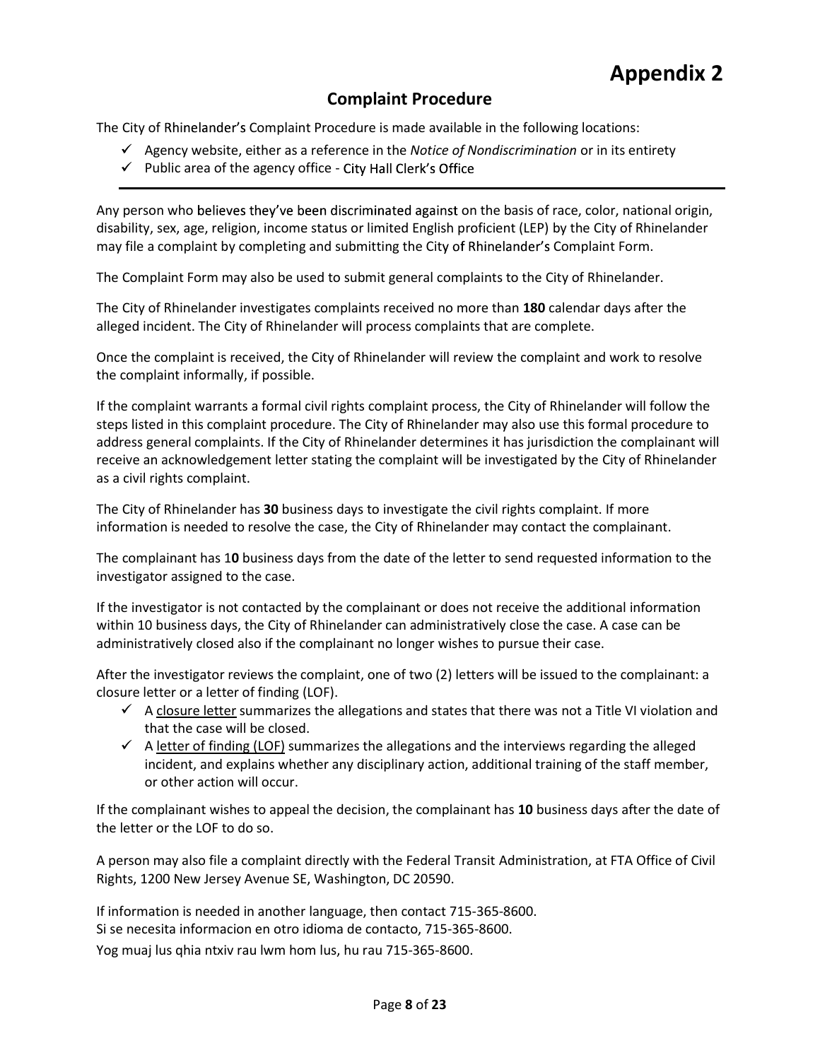# Appendix 2

## Complaint Procedure

The City of Rhinelander's Complaint Procedure is made available in the following locations:

- ✓ Agency website, either as a reference in the *Notice of Nondiscrimination* or in its entirety
- ✓ Public area of the agency office - City Hall Clerk's Office

---

Any person who believes they've been discriminated against on the basis of race, color, national origin, disability, sex, age, religion, income status or limited English proficient (LEP) by the City of Rhinelander may file a complaint by completing and submitting the City of Rhinelander's Complaint Form.

The Complaint Form may also be used to submit general complaints to the City of Rhinelander.

The City of Rhinelander investigates complaints received no more than **180** calendar days after the alleged incident. The City of Rhinelander will process complaints that are complete.

Once the complaint is received, the City of Rhinelander will review the complaint and work to resolve the complaint informally, if possible.

If the complaint warrants a formal civil rights complaint process, the City of Rhinelander will follow the steps listed in this complaint procedure. The City of Rhinelander may also use this formal procedure to address general complaints. If the City of Rhinelander determines it has jurisdiction the complainant will receive an acknowledgement letter stating the complaint will be investigated by the City of Rhinelander as a civil rights complaint.

The City of Rhinelander has **30** business days to investigate the civil rights complaint. If more information is needed to resolve the case, the City of Rhinelander may contact the complainant.

The complainant has 1**0** business days from the date of the letter to send requested information to the investigator assigned to the case.

If the investigator is not contacted by the complainant or does not receive the additional information within 10 business days, the City of Rhinelander can administratively close the case. A case can be administratively closed also if the complainant no longer wishes to pursue their case.

After the investigator reviews the complaint, one of two (2) letters will be issued to the complainant: a closure letter or a letter of finding (LOF).

- ✓ A <u>closure letter</u> summarizes the allegations and states that there was not a Title VI violation and that the case will be closed.
- ✓ A <u>letter of finding (LOF)</u> summarizes the allegations and the interviews regarding the alleged incident, and explains whether any disciplinary action, additional training of the staff member, or other action will occur.

If the complainant wishes to appeal the decision, the complainant has **10** business days after the date of the letter or the LOF to do so.

A person may also file a complaint directly with the Federal Transit Administration, at FTA Office of Civil Rights, 1200 New Jersey Avenue SE, Washington, DC 20590.

If information is needed in another language, then contact 715-365-8600.
Si se necesita informacion en otro idioma de contacto, 715-365-8600.
Yog muaj lus qhia ntxiv rau lwm hom lus, hu rau 715-365-8600.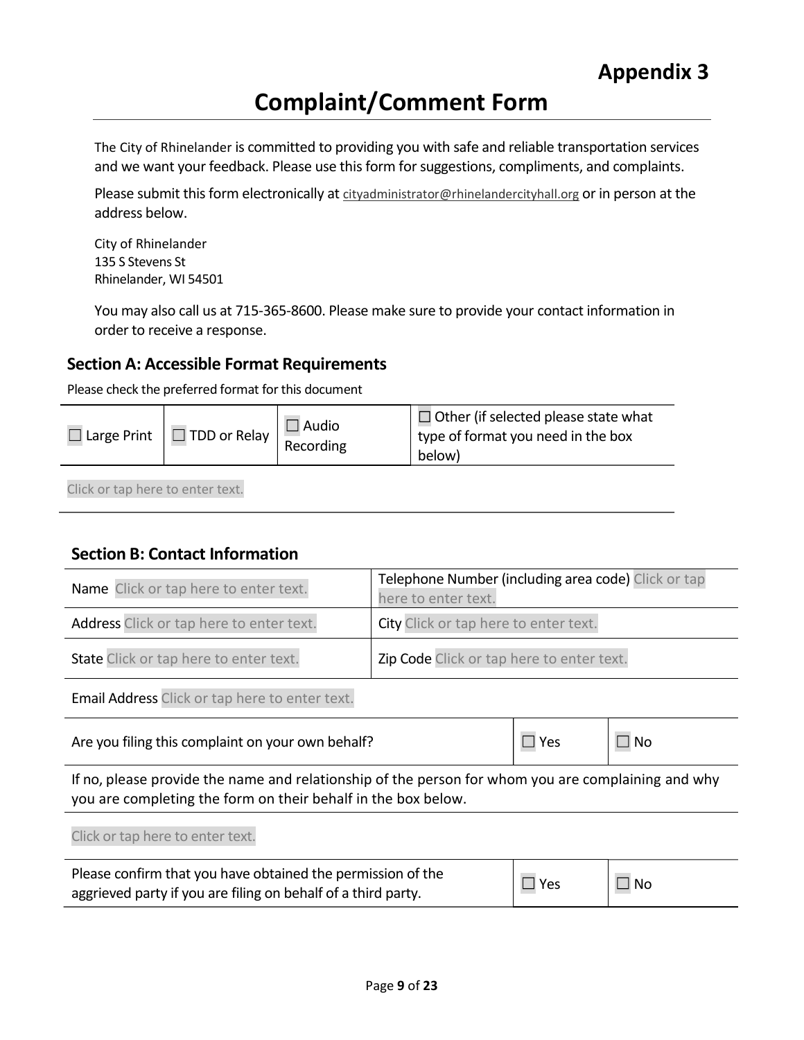# Appendix 3

# Complaint/Comment Form

The City of Rhinelander is committed to providing you with safe and reliable transportation services and we want your feedback. Please use this form for suggestions, compliments, and complaints.

Please submit this form electronically at cityadministrator@rhinelandercityhall.org or in person at the address below.

City of Rhinelander
135 S Stevens St
Rhinelander, WI 54501

You may also call us at 715-365-8600. Please make sure to provide your contact information in order to receive a response.

### Section A: Accessible Format Requirements

Please check the preferred format for this document

| ☐ Large Print | ☐ TDD or Relay | ☐ Audio Recording | ☐ Other (if selected please state what type of format you need in the box below) |
|---|---|---|---|

Click or tap here to enter text.

### Section B: Contact Information

| | |
|---|---|
| Name Click or tap here to enter text. | Telephone Number (including area code) Click or tap here to enter text. |
| Address Click or tap here to enter text. | City Click or tap here to enter text. |
| State Click or tap here to enter text. | Zip Code Click or tap here to enter text. |

Email Address Click or tap here to enter text.

| | | |
|---|---|---|
| Are you filing this complaint on your own behalf? | ☐ Yes | ☐ No |

If no, please provide the name and relationship of the person for whom you are complaining and why you are completing the form on their behalf in the box below.

Click or tap here to enter text.

| | | |
|---|---|---|
| Please confirm that you have obtained the permission of the aggrieved party if you are filing on behalf of a third party. | ☐ Yes | ☐ No |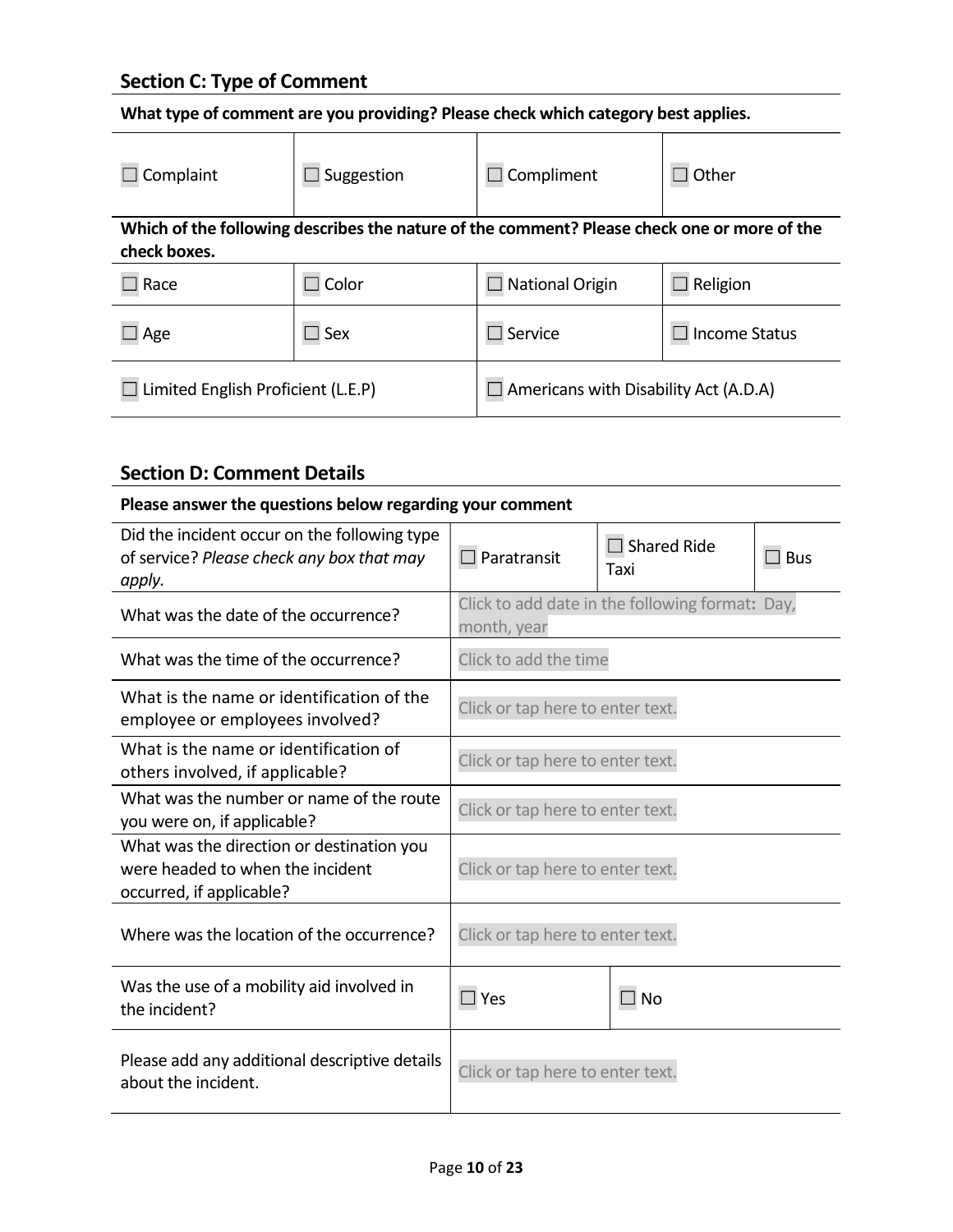## Section C: Type of Comment

**What type of comment are you providing? Please check which category best applies.**

| | | | |
|---|---|---|---|
| ☐ Complaint | ☐ Suggestion | ☐ Compliment | ☐ Other |

**Which of the following describes the nature of the comment? Please check one or more of the check boxes.**

| | | | |
|---|---|---|---|
| ☐ Race | ☐ Color | ☐ National Origin | ☐ Religion |
| ☐ Age | ☐ Sex | ☐ Service | ☐ Income Status |
| ☐ Limited English Proficient (L.E.P) | | ☐ Americans with Disability Act (A.D.A) | |

## Section D: Comment Details

**Please answer the questions below regarding your comment**

| | | | |
|---|---|---|---|
| Did the incident occur on the following type of service? *Please check any box that may apply.* | ☐ Paratransit | ☐ Shared Ride Taxi | ☐ Bus |
| What was the date of the occurrence? | Click to add date in the following format**:** Day, month, year | | |
| What was the time of the occurrence? | Click to add the time | | |
| What is the name or identification of the employee or employees involved? | Click or tap here to enter text. | | |
| What is the name or identification of others involved, if applicable? | Click or tap here to enter text. | | |
| What was the number or name of the route you were on, if applicable? | Click or tap here to enter text. | | |
| What was the direction or destination you were headed to when the incident occurred, if applicable? | Click or tap here to enter text. | | |
| Where was the location of the occurrence? | Click or tap here to enter text. | | |
| Was the use of a mobility aid involved in the incident? | ☐ Yes | ☐ No | |
| Please add any additional descriptive details about the incident. | Click or tap here to enter text. | | |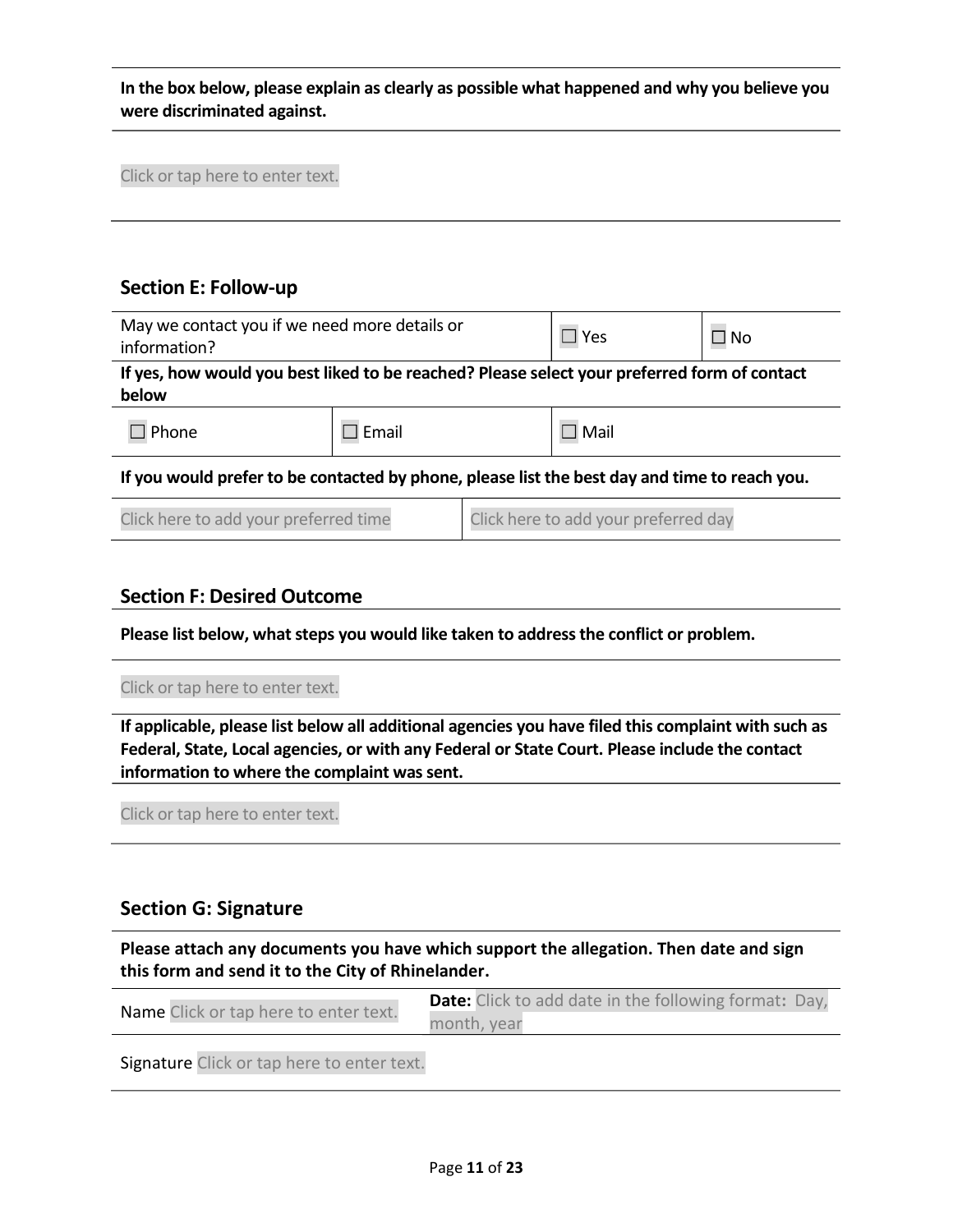**In the box below, please explain as clearly as possible what happened and why you believe you were discriminated against.**

Click or tap here to enter text.

## Section E: Follow-up

| May we contact you if we need more details or information? | ☐ Yes | ☐ No |
|---|---|---|

**If yes, how would you best liked to be reached? Please select your preferred form of contact below**

| ☐ Phone | ☐ Email | ☐ Mail |
|---|---|---|

**If you would prefer to be contacted by phone, please list the best day and time to reach you.**

| Click here to add your preferred time | Click here to add your preferred day |
|---|---|

## Section F: Desired Outcome

**Please list below, what steps you would like taken to address the conflict or problem.**

Click or tap here to enter text.

**If applicable, please list below all additional agencies you have filed this complaint with such as Federal, State, Local agencies, or with any Federal or State Court. Please include the contact information to where the complaint was sent.**

Click or tap here to enter text.

## Section G: Signature

**Please attach any documents you have which support the allegation. Then date and sign this form and send it to the City of Rhinelander.**

| Name Click or tap here to enter text. | **Date:** Click to add date in the following format: Day, month, year |
|---|---|

Signature Click or tap here to enter text.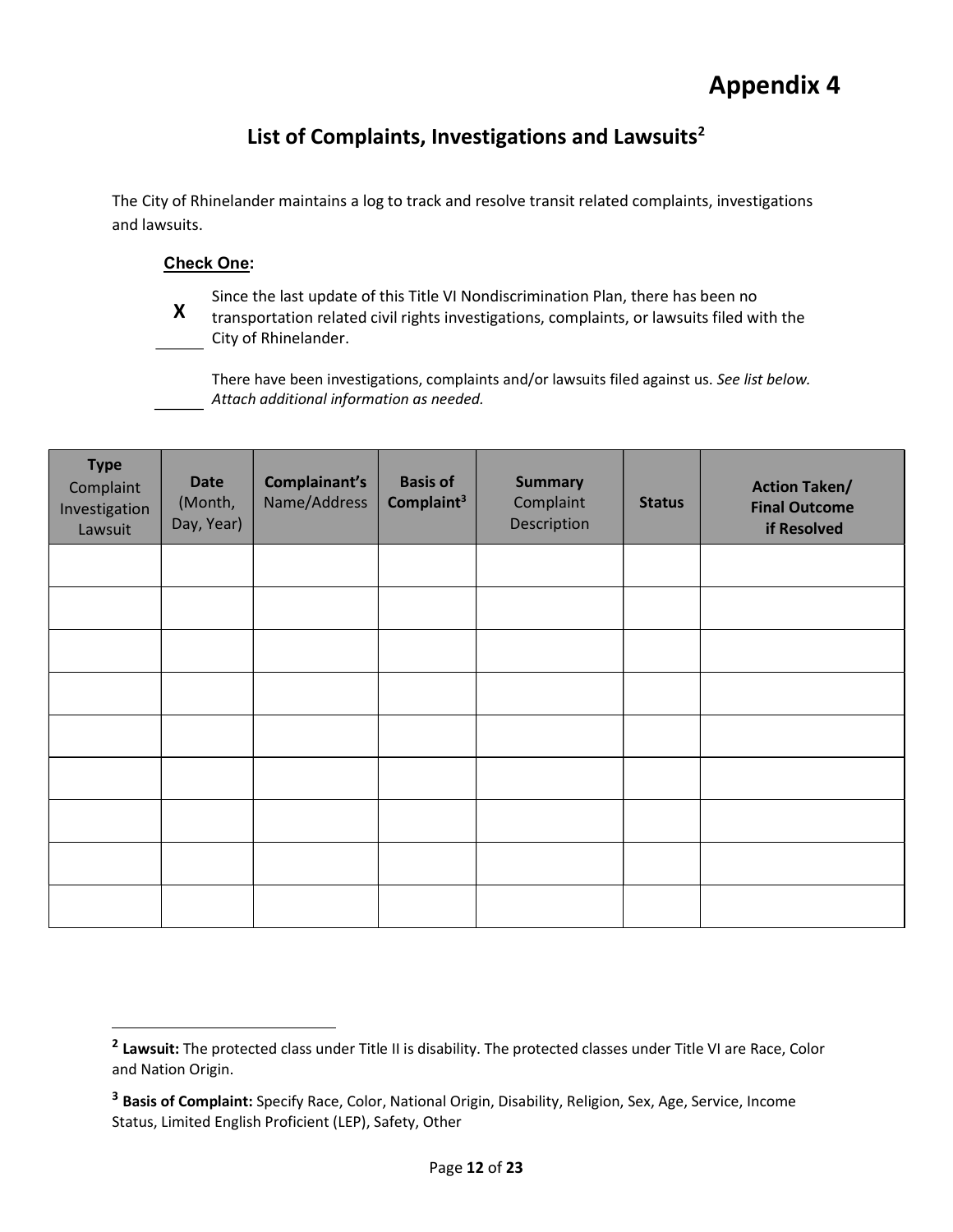# Appendix 4

## List of Complaints, Investigations and Lawsuits[2]

The City of Rhinelander maintains a log to track and resolve transit related complaints, investigations and lawsuits.

**Check One:**

**X** Since the last update of this Title VI Nondiscrimination Plan, there has been no transportation related civil rights investigations, complaints, or lawsuits filed with the City of Rhinelander.

\_\_\_\_\_\_ There have been investigations, complaints and/or lawsuits filed against us. *See list below. Attach additional information as needed.*

| **Type** Complaint Investigation Lawsuit | **Date** (Month, Day, Year) | **Complainant's** Name/Address | **Basis of Complaint**[3] | **Summary** Complaint Description | **Status** | **Action Taken/ Final Outcome if Resolved** |
|---|---|---|---|---|---|---|
| | | | | | | |
| | | | | | | |
| | | | | | | |
| | | | | | | |
| | | | | | | |
| | | | | | | |
| | | | | | | |
| | | | | | | |
| | | | | | | |

[2] **Lawsuit:** The protected class under Title II is disability. The protected classes under Title VI are Race, Color and Nation Origin.

[3] **Basis of Complaint:** Specify Race, Color, National Origin, Disability, Religion, Sex, Age, Service, Income Status, Limited English Proficient (LEP), Safety, Other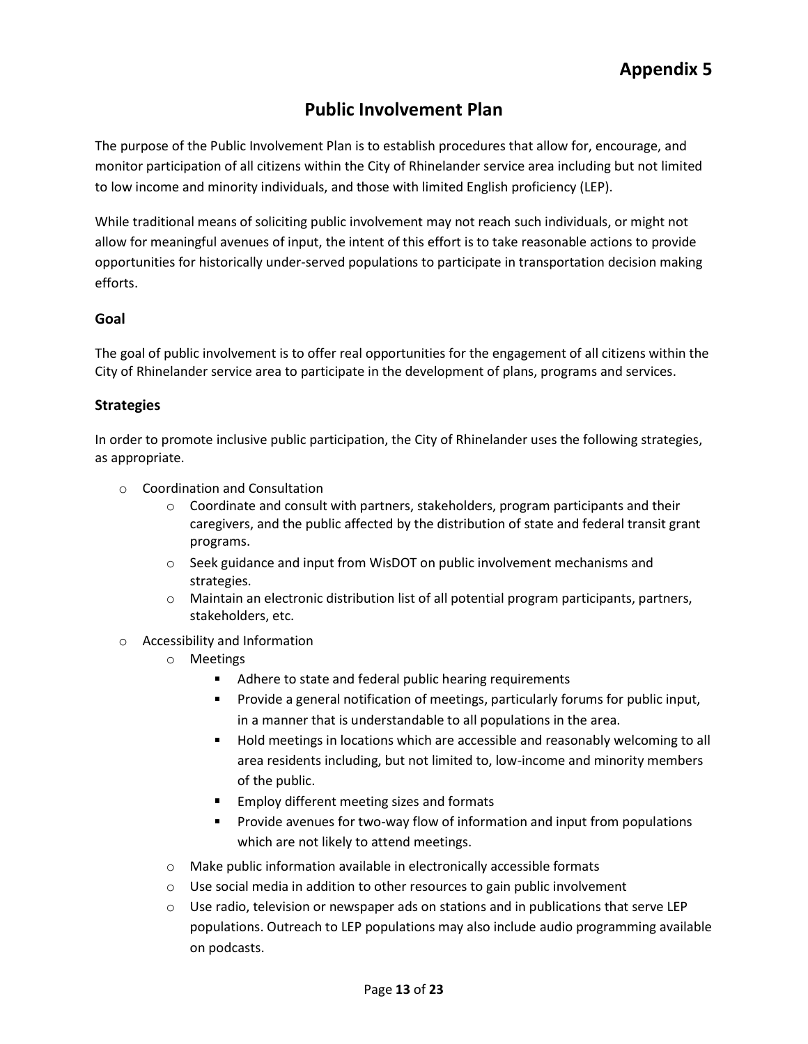# Appendix 5

## Public Involvement Plan

The purpose of the Public Involvement Plan is to establish procedures that allow for, encourage, and monitor participation of all citizens within the City of Rhinelander service area including but not limited to low income and minority individuals, and those with limited English proficiency (LEP).

While traditional means of soliciting public involvement may not reach such individuals, or might not allow for meaningful avenues of input, the intent of this effort is to take reasonable actions to provide opportunities for historically under-served populations to participate in transportation decision making efforts.

### Goal

The goal of public involvement is to offer real opportunities for the engagement of all citizens within the City of Rhinelander service area to participate in the development of plans, programs and services.

### Strategies

In order to promote inclusive public participation, the City of Rhinelander uses the following strategies, as appropriate.

- Coordination and Consultation
  - Coordinate and consult with partners, stakeholders, program participants and their caregivers, and the public affected by the distribution of state and federal transit grant programs.
  - Seek guidance and input from WisDOT on public involvement mechanisms and strategies.
  - Maintain an electronic distribution list of all potential program participants, partners, stakeholders, etc.
- Accessibility and Information
  - Meetings
    - Adhere to state and federal public hearing requirements
    - Provide a general notification of meetings, particularly forums for public input, in a manner that is understandable to all populations in the area.
    - Hold meetings in locations which are accessible and reasonably welcoming to all area residents including, but not limited to, low-income and minority members of the public.
    - Employ different meeting sizes and formats
    - Provide avenues for two-way flow of information and input from populations which are not likely to attend meetings.
  - Make public information available in electronically accessible formats
  - Use social media in addition to other resources to gain public involvement
  - Use radio, television or newspaper ads on stations and in publications that serve LEP populations. Outreach to LEP populations may also include audio programming available on podcasts.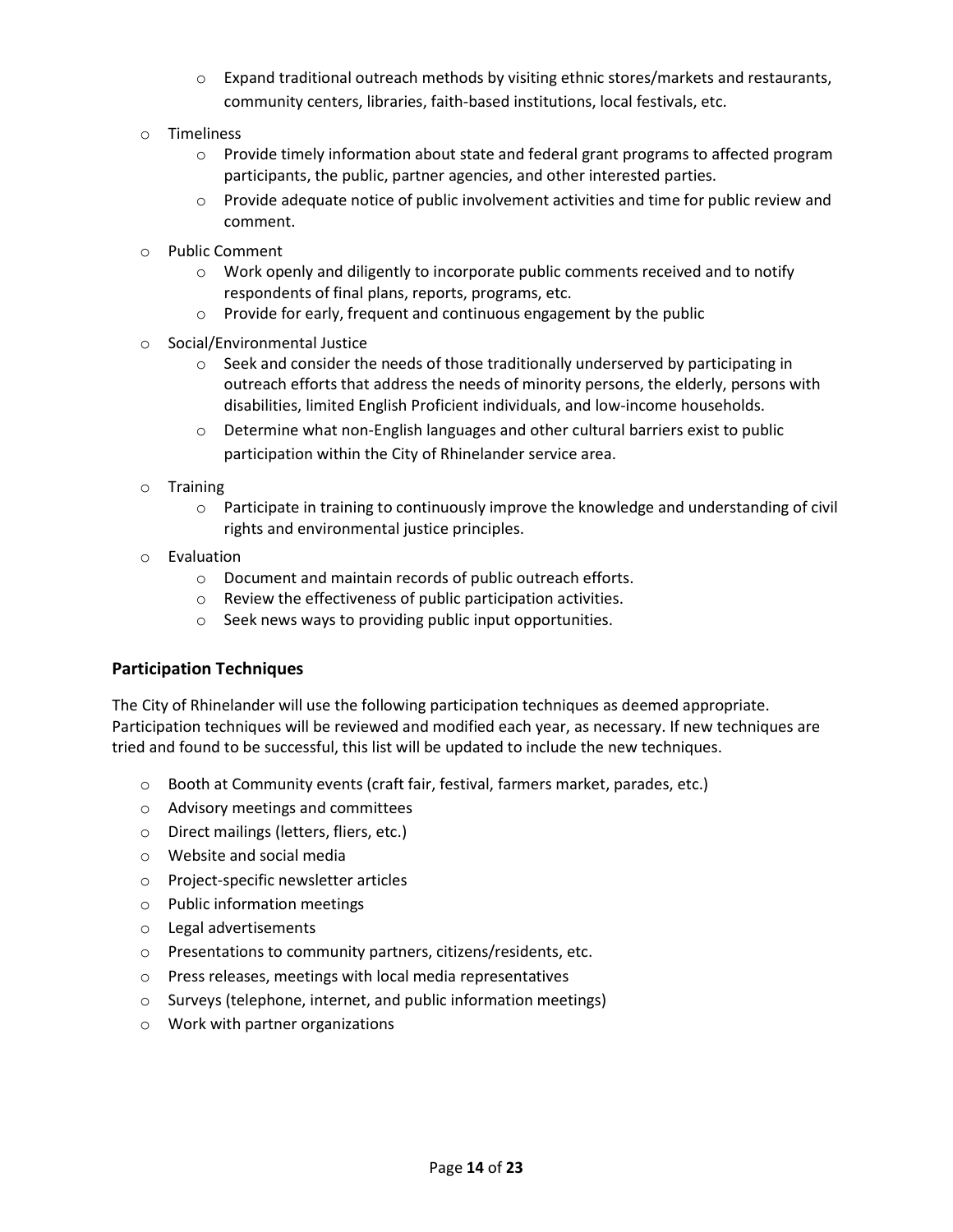- Expand traditional outreach methods by visiting ethnic stores/markets and restaurants, community centers, libraries, faith-based institutions, local festivals, etc.
- Timeliness
    - Provide timely information about state and federal grant programs to affected program participants, the public, partner agencies, and other interested parties.
    - Provide adequate notice of public involvement activities and time for public review and comment.
- Public Comment
    - Work openly and diligently to incorporate public comments received and to notify respondents of final plans, reports, programs, etc.
    - Provide for early, frequent and continuous engagement by the public
- Social/Environmental Justice
    - Seek and consider the needs of those traditionally underserved by participating in outreach efforts that address the needs of minority persons, the elderly, persons with disabilities, limited English Proficient individuals, and low-income households.
    - Determine what non-English languages and other cultural barriers exist to public participation within the City of Rhinelander service area.
- Training
    - Participate in training to continuously improve the knowledge and understanding of civil rights and environmental justice principles.
- Evaluation
    - Document and maintain records of public outreach efforts.
    - Review the effectiveness of public participation activities.
    - Seek news ways to providing public input opportunities.

### Participation Techniques

The City of Rhinelander will use the following participation techniques as deemed appropriate. Participation techniques will be reviewed and modified each year, as necessary. If new techniques are tried and found to be successful, this list will be updated to include the new techniques.

- Booth at Community events (craft fair, festival, farmers market, parades, etc.)
- Advisory meetings and committees
- Direct mailings (letters, fliers, etc.)
- Website and social media
- Project-specific newsletter articles
- Public information meetings
- Legal advertisements
- Presentations to community partners, citizens/residents, etc.
- Press releases, meetings with local media representatives
- Surveys (telephone, internet, and public information meetings)
- Work with partner organizations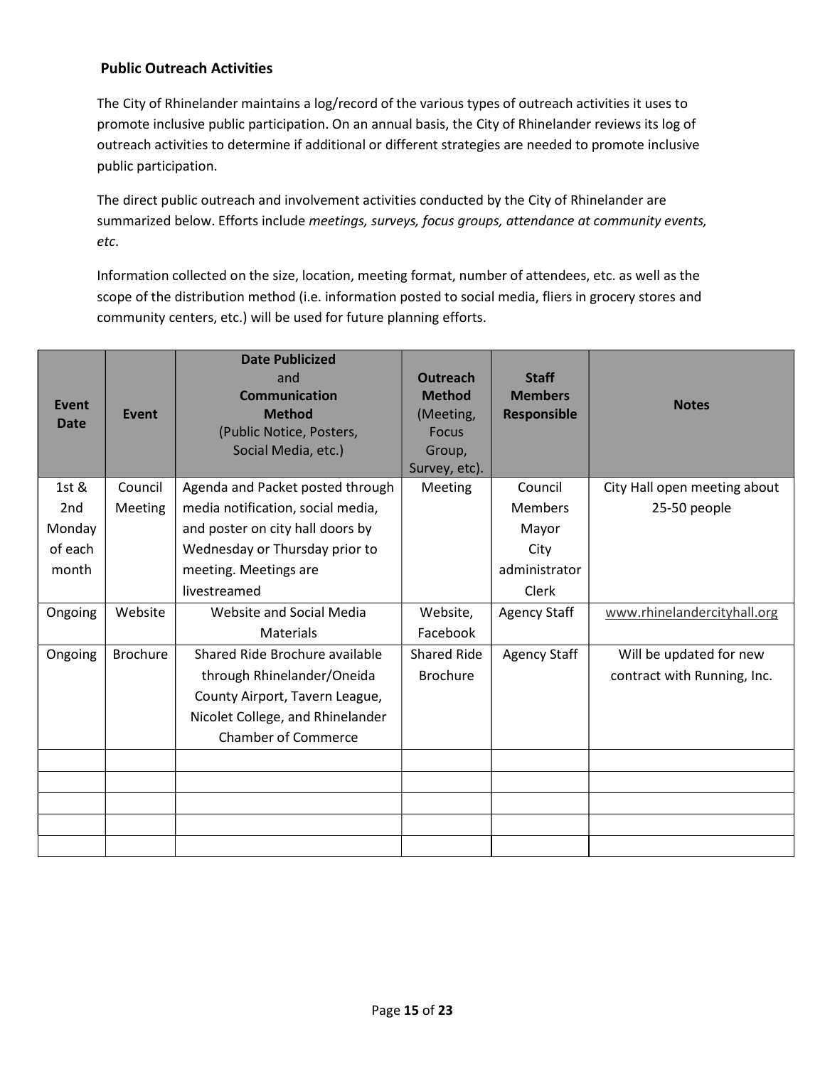### Public Outreach Activities

The City of Rhinelander maintains a log/record of the various types of outreach activities it uses to promote inclusive public participation. On an annual basis, the City of Rhinelander reviews its log of outreach activities to determine if additional or different strategies are needed to promote inclusive public participation.

The direct public outreach and involvement activities conducted by the City of Rhinelander are summarized below. Efforts include *meetings, surveys, focus groups, attendance at community events, etc*.

Information collected on the size, location, meeting format, number of attendees, etc. as well as the scope of the distribution method (i.e. information posted to social media, fliers in grocery stores and community centers, etc.) will be used for future planning efforts.

| Event Date | Event | **Date Publicized** and **Communication Method** (Public Notice, Posters, Social Media, etc.) | **Outreach Method** (Meeting, Focus Group, Survey, etc). | Staff Members Responsible | Notes |
|---|---|---|---|---|---|
| 1st & 2nd Monday of each month | Council Meeting | Agenda and Packet posted through media notification, social media, and poster on city hall doors by Wednesday or Thursday prior to meeting. Meetings are livestreamed | Meeting | Council Members Mayor City administrator Clerk | City Hall open meeting about 25-50 people |
| Ongoing | Website | Website and Social Media Materials | Website, Facebook | Agency Staff | www.rhinelandercityhall.org |
| Ongoing | Brochure | Shared Ride Brochure available through Rhinelander/Oneida County Airport, Tavern League, Nicolet College, and Rhinelander Chamber of Commerce | Shared Ride Brochure | Agency Staff | Will be updated for new contract with Running, Inc. |
| | | | | | |
| | | | | | |
| | | | | | |
| | | | | | |
| | | | | | |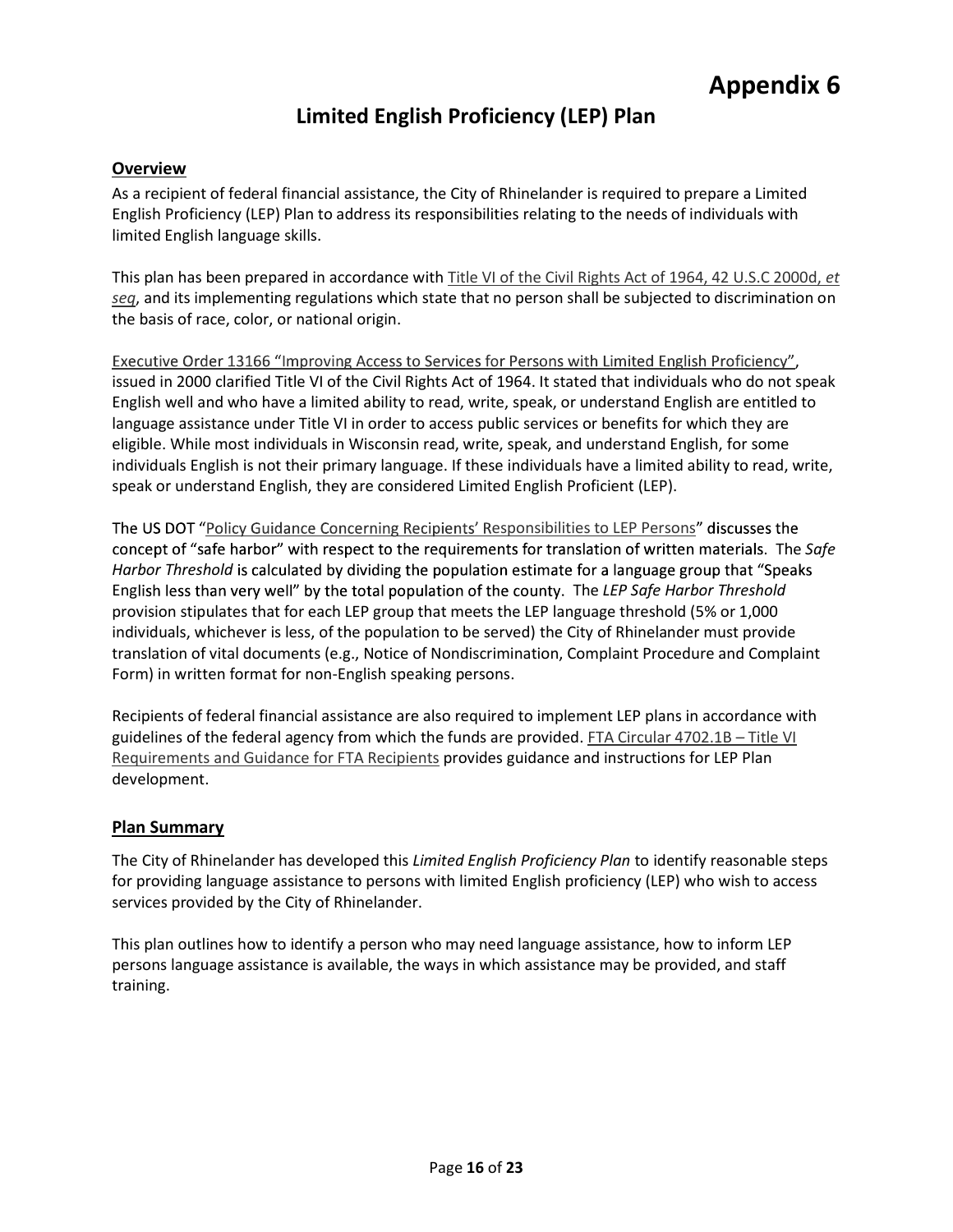# Appendix 6

## Limited English Proficiency (LEP) Plan

### Overview

As a recipient of federal financial assistance, the City of Rhinelander is required to prepare a Limited English Proficiency (LEP) Plan to address its responsibilities relating to the needs of individuals with limited English language skills.

This plan has been prepared in accordance with Title VI of the Civil Rights Act of 1964, 42 U.S.C 2000d, *et seq*, and its implementing regulations which state that no person shall be subjected to discrimination on the basis of race, color, or national origin.

Executive Order 13166 "Improving Access to Services for Persons with Limited English Proficiency", issued in 2000 clarified Title VI of the Civil Rights Act of 1964. It stated that individuals who do not speak English well and who have a limited ability to read, write, speak, or understand English are entitled to language assistance under Title VI in order to access public services or benefits for which they are eligible. While most individuals in Wisconsin read, write, speak, and understand English, for some individuals English is not their primary language. If these individuals have a limited ability to read, write, speak or understand English, they are considered Limited English Proficient (LEP).

The US DOT "Policy Guidance Concerning Recipients' Responsibilities to LEP Persons" discusses the concept of "safe harbor" with respect to the requirements for translation of written materials. The *Safe Harbor Threshold* is calculated by dividing the population estimate for a language group that "Speaks English less than very well" by the total population of the county. The *LEP Safe Harbor Threshold* provision stipulates that for each LEP group that meets the LEP language threshold (5% or 1,000 individuals, whichever is less, of the population to be served) the City of Rhinelander must provide translation of vital documents (e.g., Notice of Nondiscrimination, Complaint Procedure and Complaint Form) in written format for non-English speaking persons.

Recipients of federal financial assistance are also required to implement LEP plans in accordance with guidelines of the federal agency from which the funds are provided. FTA Circular 4702.1B – Title VI Requirements and Guidance for FTA Recipients provides guidance and instructions for LEP Plan development.

### Plan Summary

The City of Rhinelander has developed this *Limited English Proficiency Plan* to identify reasonable steps for providing language assistance to persons with limited English proficiency (LEP) who wish to access services provided by the City of Rhinelander.

This plan outlines how to identify a person who may need language assistance, how to inform LEP persons language assistance is available, the ways in which assistance may be provided, and staff training.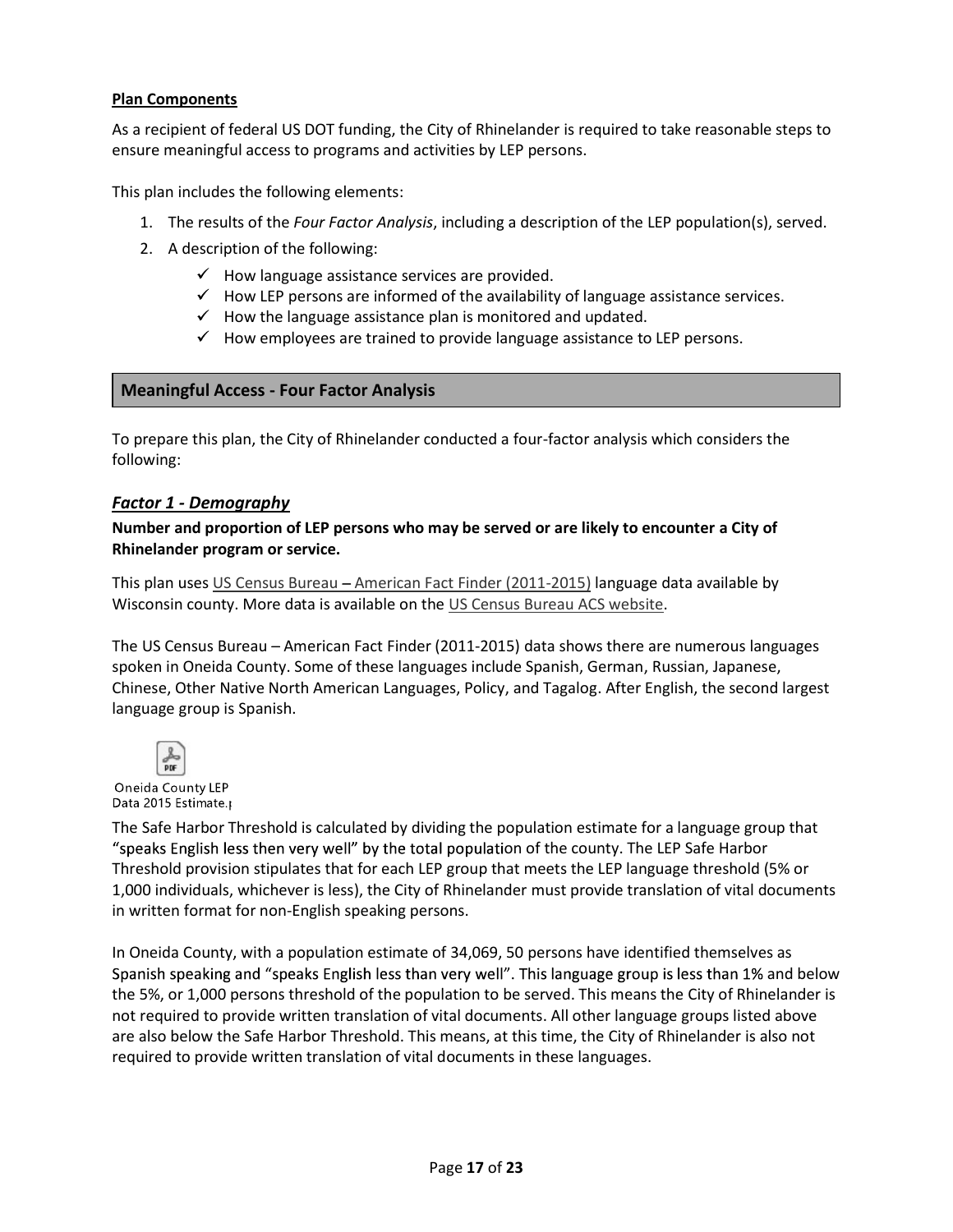**Plan Components**

As a recipient of federal US DOT funding, the City of Rhinelander is required to take reasonable steps to ensure meaningful access to programs and activities by LEP persons.

This plan includes the following elements:

1. The results of the *Four Factor Analysis*, including a description of the LEP population(s), served.
2. A description of the following:
   - ✓ How language assistance services are provided.
   - ✓ How LEP persons are informed of the availability of language assistance services.
   - ✓ How the language assistance plan is monitored and updated.
   - ✓ How employees are trained to provide language assistance to LEP persons.

## Meaningful Access - Four Factor Analysis

To prepare this plan, the City of Rhinelander conducted a four-factor analysis which considers the following:

### *Factor 1 - Demography*

**Number and proportion of LEP persons who may be served or are likely to encounter a City of Rhinelander program or service.**

This plan uses US Census Bureau – American Fact Finder (2011-2015) language data available by Wisconsin county. More data is available on the US Census Bureau ACS website.

The US Census Bureau – American Fact Finder (2011-2015) data shows there are numerous languages spoken in Oneida County. Some of these languages include Spanish, German, Russian, Japanese, Chinese, Other Native North American Languages, Policy, and Tagalog. After English, the second largest language group is Spanish.

Oneida County LEP Data 2015 Estimate.p

The Safe Harbor Threshold is calculated by dividing the population estimate for a language group that "speaks English less then very well" by the total population of the county. The LEP Safe Harbor Threshold provision stipulates that for each LEP group that meets the LEP language threshold (5% or 1,000 individuals, whichever is less), the City of Rhinelander must provide translation of vital documents in written format for non-English speaking persons.

In Oneida County, with a population estimate of 34,069, 50 persons have identified themselves as Spanish speaking and "speaks English less than very well". This language group is less than 1% and below the 5%, or 1,000 persons threshold of the population to be served. This means the City of Rhinelander is not required to provide written translation of vital documents. All other language groups listed above are also below the Safe Harbor Threshold. This means, at this time, the City of Rhinelander is also not required to provide written translation of vital documents in these languages.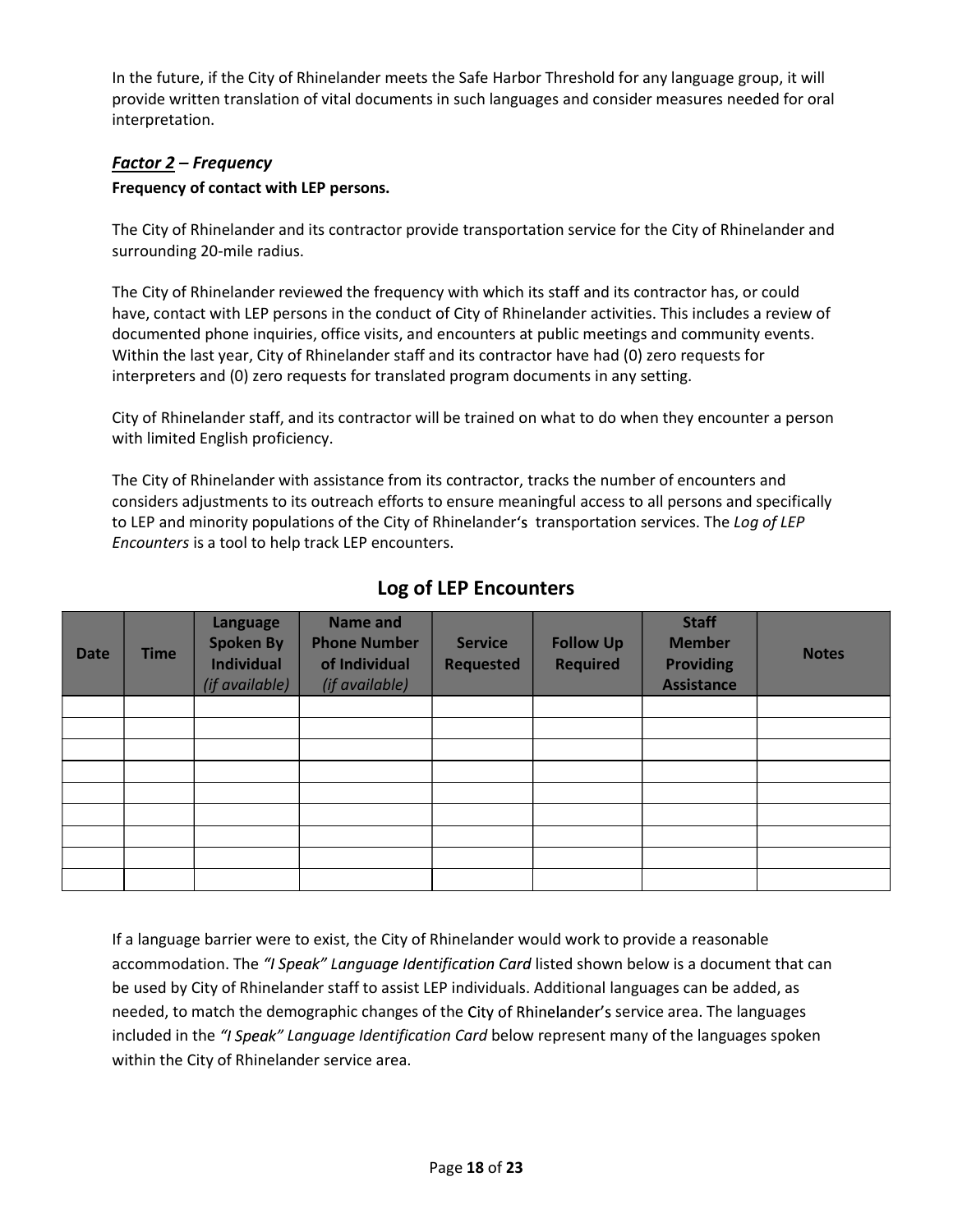In the future, if the City of Rhinelander meets the Safe Harbor Threshold for any language group, it will provide written translation of vital documents in such languages and consider measures needed for oral interpretation.

### ***Factor 2* – Frequency**

**Frequency of contact with LEP persons.**

The City of Rhinelander and its contractor provide transportation service for the City of Rhinelander and surrounding 20-mile radius.

The City of Rhinelander reviewed the frequency with which its staff and its contractor has, or could have, contact with LEP persons in the conduct of City of Rhinelander activities. This includes a review of documented phone inquiries, office visits, and encounters at public meetings and community events. Within the last year, City of Rhinelander staff and its contractor have had (0) zero requests for interpreters and (0) zero requests for translated program documents in any setting.

City of Rhinelander staff, and its contractor will be trained on what to do when they encounter a person with limited English proficiency.

The City of Rhinelander with assistance from its contractor, tracks the number of encounters and considers adjustments to its outreach efforts to ensure meaningful access to all persons and specifically to LEP and minority populations of the City of Rhinelander's transportation services. The *Log of LEP Encounters* is a tool to help track LEP encounters.

## Log of LEP Encounters

| Date | Time | Language Spoken By Individual *(if available)* | Name and Phone Number of Individual *(if available)* | Service Requested | Follow Up Required | Staff Member Providing Assistance | Notes |
|---|---|---|---|---|---|---|---|
| | | | | | | | |
| | | | | | | | |
| | | | | | | | |
| | | | | | | | |
| | | | | | | | |
| | | | | | | | |
| | | | | | | | |
| | | | | | | | |
| | | | | | | | |

If a language barrier were to exist, the City of Rhinelander would work to provide a reasonable accommodation. The *"I Speak" Language Identification Card* listed shown below is a document that can be used by City of Rhinelander staff to assist LEP individuals. Additional languages can be added, as needed, to match the demographic changes of the City of Rhinelander's service area. The languages included in the *"I Speak" Language Identification Card* below represent many of the languages spoken within the City of Rhinelander service area.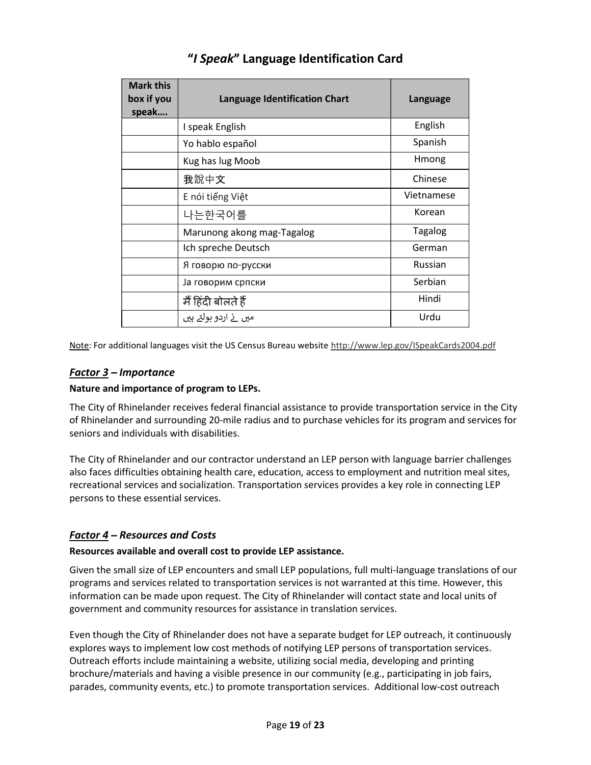## "*I Speak*" Language Identification Card

| Mark this box if you speak.... | Language Identification Chart | Language |
|---|---|---|
| | I speak English | English |
| | Yo hablo español | Spanish |
| | Kug has lug Moob | Hmong |
| | 我說中文 | Chinese |
| | E nói tiếng Việt | Vietnamese |
| | 나는한국어를 | Korean |
| | Marunong akong mag-Tagalog | Tagalog |
| | Ich spreche Deutsch | German |
| | Я говорю по-русски | Russian |
| | Ја говорим српски | Serbian |
| | मैं हिंदी बोलते हैं | Hindi |
| | میں نے اردو بولتے ہیں | Urdu |

Note: For additional languages visit the US Census Bureau website http://www.lep.gov/ISpeakCards2004.pdf

### *Factor 3 – Importance*

**Nature and importance of program to LEPs.**

The City of Rhinelander receives federal financial assistance to provide transportation service in the City of Rhinelander and surrounding 20-mile radius and to purchase vehicles for its program and services for seniors and individuals with disabilities.

The City of Rhinelander and our contractor understand an LEP person with language barrier challenges also faces difficulties obtaining health care, education, access to employment and nutrition meal sites, recreational services and socialization. Transportation services provides a key role in connecting LEP persons to these essential services.

### *Factor 4 – Resources and Costs*

**Resources available and overall cost to provide LEP assistance.**

Given the small size of LEP encounters and small LEP populations, full multi-language translations of our programs and services related to transportation services is not warranted at this time. However, this information can be made upon request. The City of Rhinelander will contact state and local units of government and community resources for assistance in translation services.

Even though the City of Rhinelander does not have a separate budget for LEP outreach, it continuously explores ways to implement low cost methods of notifying LEP persons of transportation services. Outreach efforts include maintaining a website, utilizing social media, developing and printing brochure/materials and having a visible presence in our community (e.g., participating in job fairs, parades, community events, etc.) to promote transportation services. Additional low-cost outreach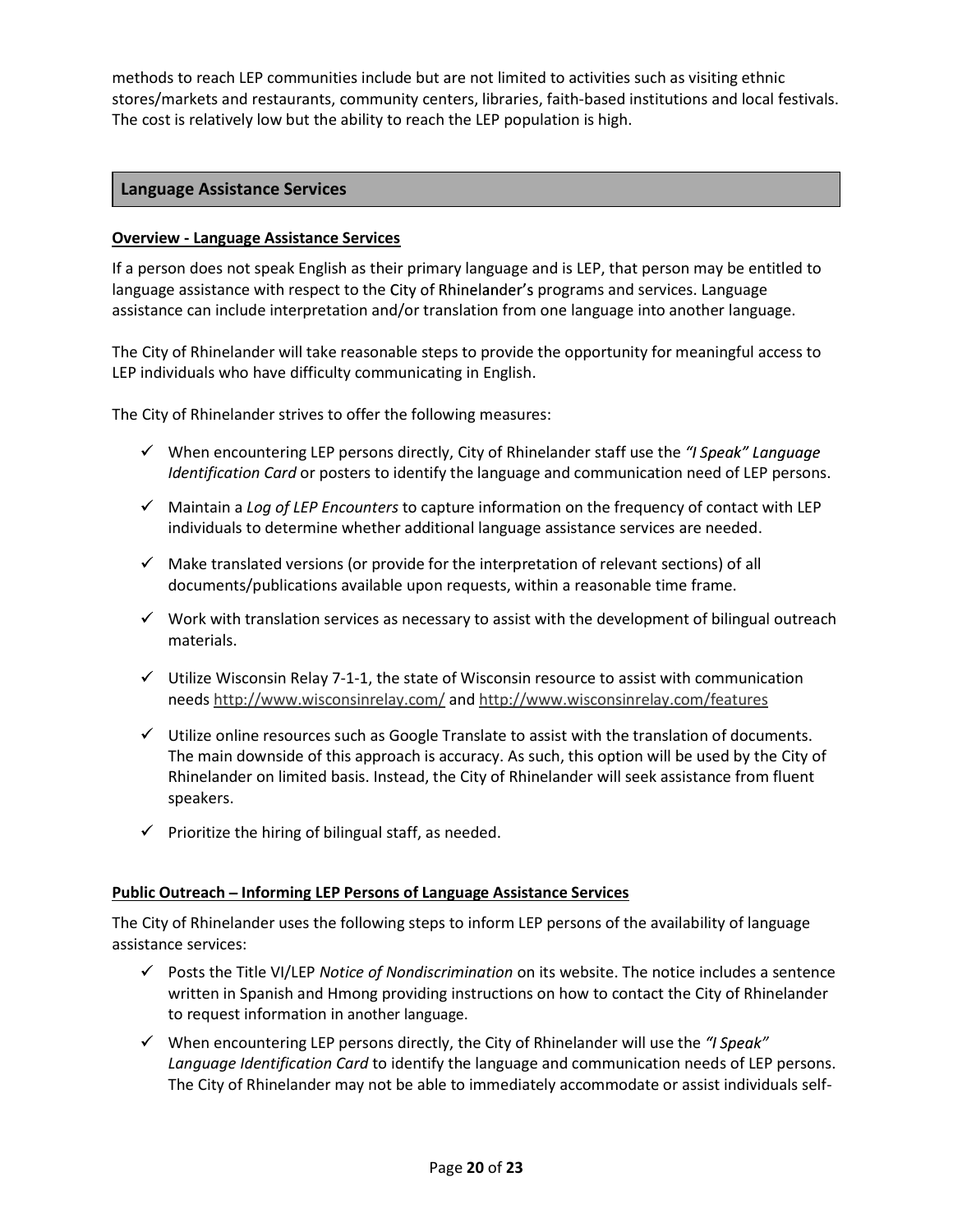methods to reach LEP communities include but are not limited to activities such as visiting ethnic stores/markets and restaurants, community centers, libraries, faith-based institutions and local festivals. The cost is relatively low but the ability to reach the LEP population is high.

## Language Assistance Services

**Overview - Language Assistance Services**

If a person does not speak English as their primary language and is LEP, that person may be entitled to language assistance with respect to the City of Rhinelander's programs and services. Language assistance can include interpretation and/or translation from one language into another language.

The City of Rhinelander will take reasonable steps to provide the opportunity for meaningful access to LEP individuals who have difficulty communicating in English.

The City of Rhinelander strives to offer the following measures:

- ✓ When encountering LEP persons directly, City of Rhinelander staff use the *"I Speak" Language Identification Card* or posters to identify the language and communication need of LEP persons.
- ✓ Maintain a *Log of LEP Encounters* to capture information on the frequency of contact with LEP individuals to determine whether additional language assistance services are needed.
- ✓ Make translated versions (or provide for the interpretation of relevant sections) of all documents/publications available upon requests, within a reasonable time frame.
- ✓ Work with translation services as necessary to assist with the development of bilingual outreach materials.
- ✓ Utilize Wisconsin Relay 7-1-1, the state of Wisconsin resource to assist with communication needs http://www.wisconsinrelay.com/ and http://www.wisconsinrelay.com/features
- ✓ Utilize online resources such as Google Translate to assist with the translation of documents. The main downside of this approach is accuracy. As such, this option will be used by the City of Rhinelander on limited basis. Instead, the City of Rhinelander will seek assistance from fluent speakers.
- ✓ Prioritize the hiring of bilingual staff, as needed.

**Public Outreach – Informing LEP Persons of Language Assistance Services**

The City of Rhinelander uses the following steps to inform LEP persons of the availability of language assistance services:

- ✓ Posts the Title VI/LEP *Notice of Nondiscrimination* on its website. The notice includes a sentence written in Spanish and Hmong providing instructions on how to contact the City of Rhinelander to request information in another language.
- ✓ When encountering LEP persons directly, the City of Rhinelander will use the *"I Speak" Language Identification Card* to identify the language and communication needs of LEP persons. The City of Rhinelander may not be able to immediately accommodate or assist individuals self-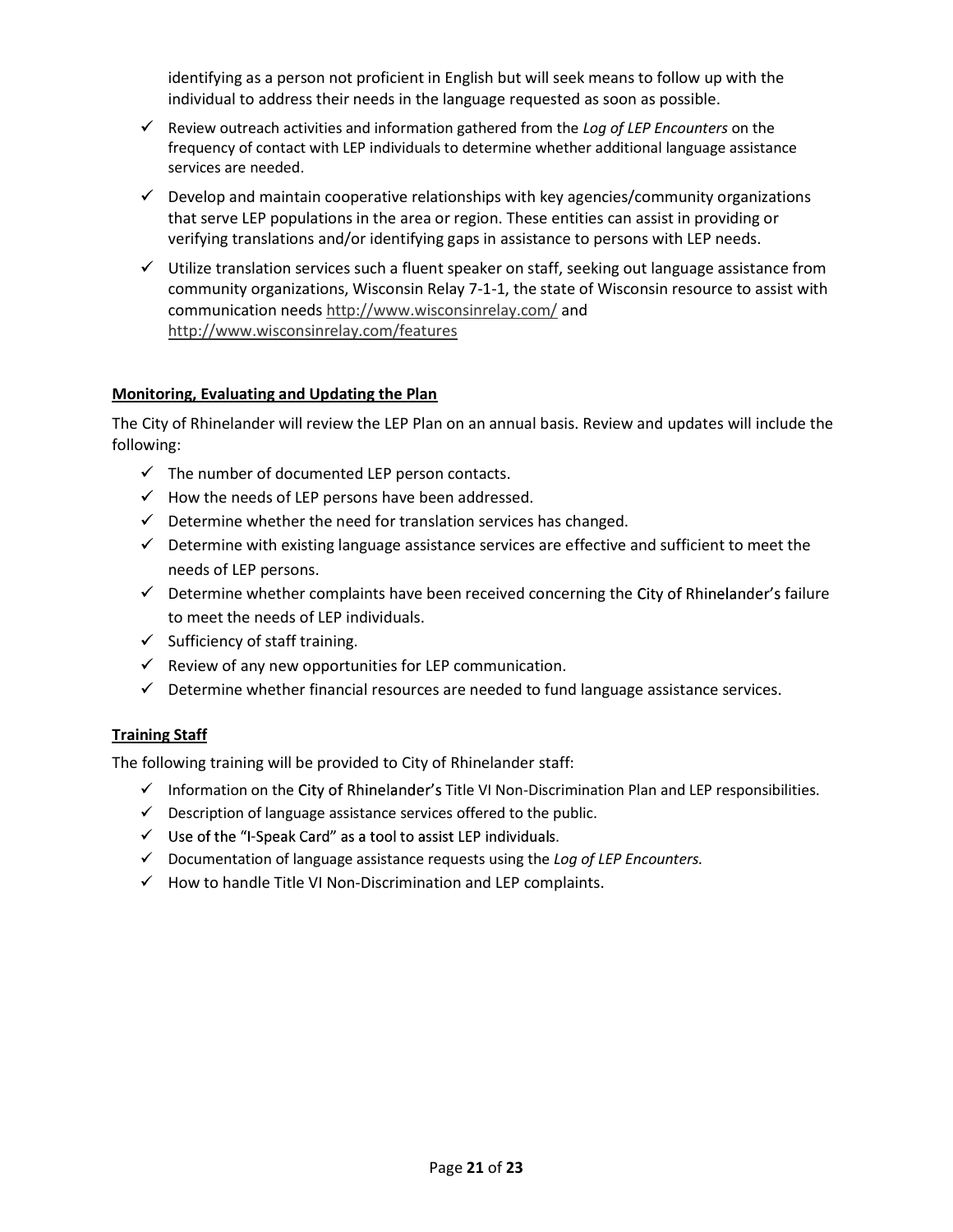identifying as a person not proficient in English but will seek means to follow up with the individual to address their needs in the language requested as soon as possible.

- ✓ Review outreach activities and information gathered from the *Log of LEP Encounters* on the frequency of contact with LEP individuals to determine whether additional language assistance services are needed.
- ✓ Develop and maintain cooperative relationships with key agencies/community organizations that serve LEP populations in the area or region. These entities can assist in providing or verifying translations and/or identifying gaps in assistance to persons with LEP needs.
- ✓ Utilize translation services such a fluent speaker on staff, seeking out language assistance from community organizations, Wisconsin Relay 7-1-1, the state of Wisconsin resource to assist with communication needs http://www.wisconsinrelay.com/ and http://www.wisconsinrelay.com/features

**Monitoring, Evaluating and Updating the Plan**

The City of Rhinelander will review the LEP Plan on an annual basis. Review and updates will include the following:

- ✓ The number of documented LEP person contacts.
- ✓ How the needs of LEP persons have been addressed.
- ✓ Determine whether the need for translation services has changed.
- ✓ Determine with existing language assistance services are effective and sufficient to meet the needs of LEP persons.
- ✓ Determine whether complaints have been received concerning the City of Rhinelander's failure to meet the needs of LEP individuals.
- ✓ Sufficiency of staff training.
- ✓ Review of any new opportunities for LEP communication.
- ✓ Determine whether financial resources are needed to fund language assistance services.

**Training Staff**

The following training will be provided to City of Rhinelander staff:

- ✓ Information on the City of Rhinelander's Title VI Non-Discrimination Plan and LEP responsibilities.
- ✓ Description of language assistance services offered to the public.
- ✓ Use of the "I-Speak Card" as a tool to assist LEP individuals.
- ✓ Documentation of language assistance requests using the *Log of LEP Encounters.*
- ✓ How to handle Title VI Non-Discrimination and LEP complaints.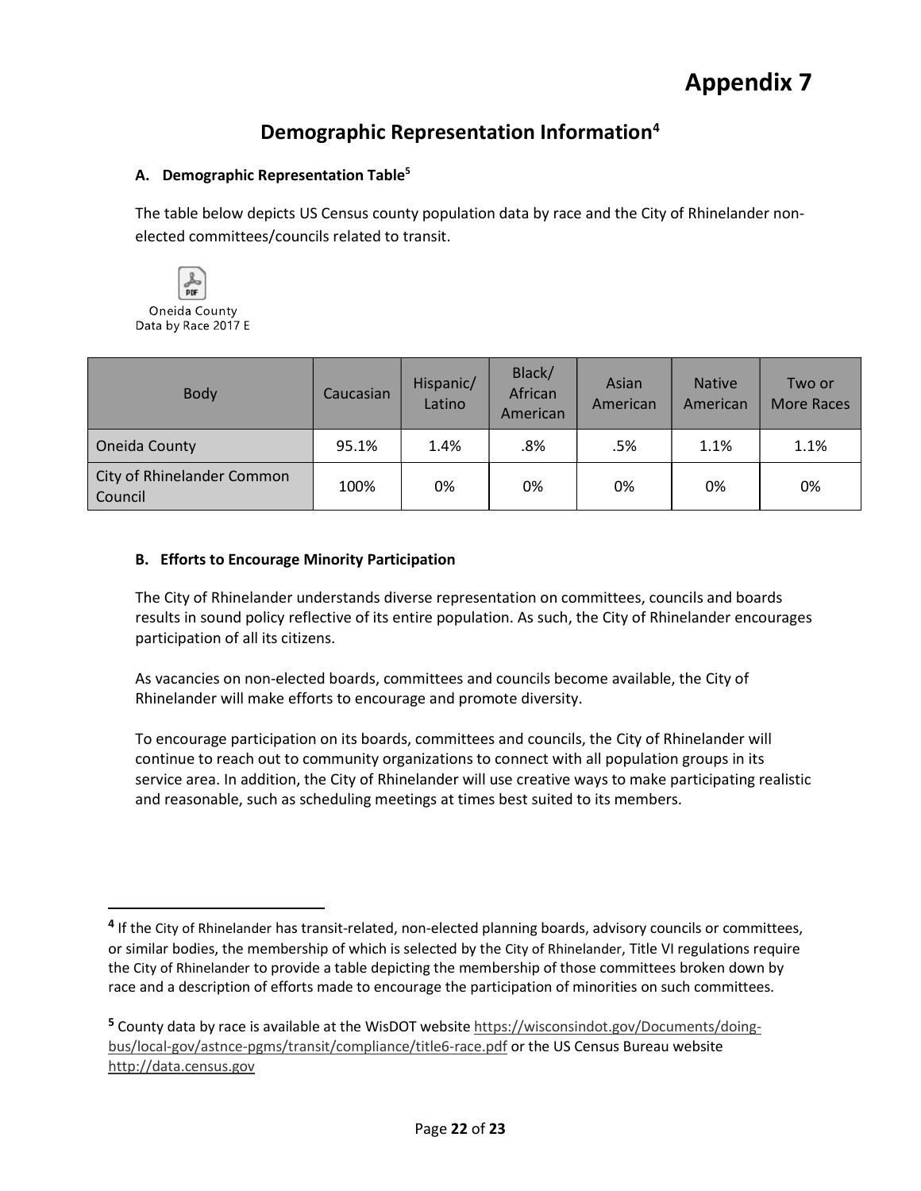# Appendix 7

## Demographic Representation Information[4]

### A. Demographic Representation Table[5]

The table below depicts US Census county population data by race and the City of Rhinelander non-elected committees/councils related to transit.

Oneida County Data by Race 2017 E

| Body | Caucasian | Hispanic/ Latino | Black/ African American | Asian American | Native American | Two or More Races |
|---|---|---|---|---|---|---|
| Oneida County | 95.1% | 1.4% | .8% | .5% | 1.1% | 1.1% |
| City of Rhinelander Common Council | 100% | 0% | 0% | 0% | 0% | 0% |

### B. Efforts to Encourage Minority Participation

The City of Rhinelander understands diverse representation on committees, councils and boards results in sound policy reflective of its entire population. As such, the City of Rhinelander encourages participation of all its citizens.

As vacancies on non-elected boards, committees and councils become available, the City of Rhinelander will make efforts to encourage and promote diversity.

To encourage participation on its boards, committees and councils, the City of Rhinelander will continue to reach out to community organizations to connect with all population groups in its service area. In addition, the City of Rhinelander will use creative ways to make participating realistic and reasonable, such as scheduling meetings at times best suited to its members.

---

[4] If the City of Rhinelander has transit-related, non-elected planning boards, advisory councils or committees, or similar bodies, the membership of which is selected by the City of Rhinelander, Title VI regulations require the City of Rhinelander to provide a table depicting the membership of those committees broken down by race and a description of efforts made to encourage the participation of minorities on such committees.

[5] County data by race is available at the WisDOT website https://wisconsindot.gov/Documents/doing-bus/local-gov/astnce-pgms/transit/compliance/title6-race.pdf or the US Census Bureau website http://data.census.gov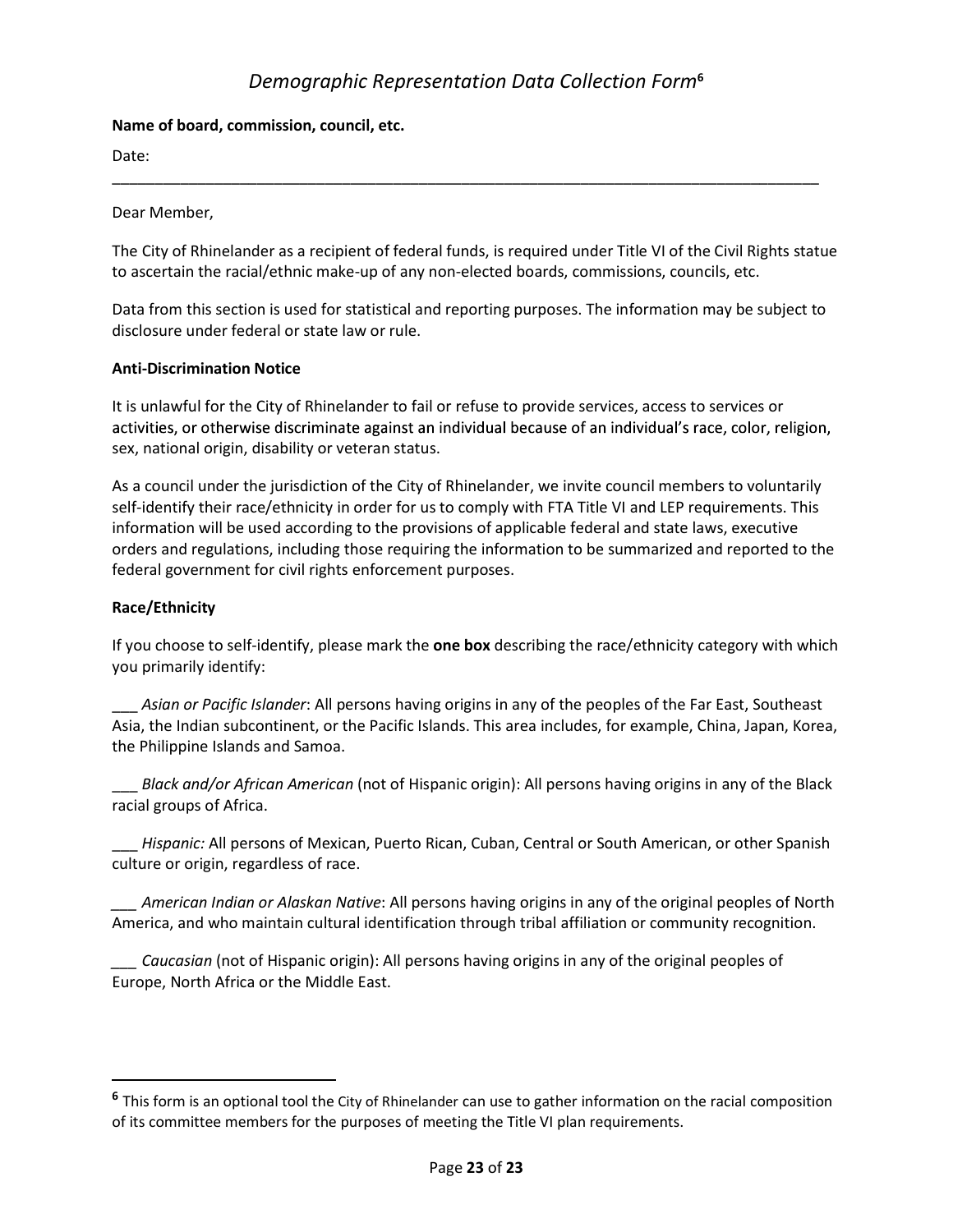# *Demographic Representation Data Collection Form*[6]

**Name of board, commission, council, etc.**

Date:

---

Dear Member,

The City of Rhinelander as a recipient of federal funds, is required under Title VI of the Civil Rights statue to ascertain the racial/ethnic make-up of any non-elected boards, commissions, councils, etc.

Data from this section is used for statistical and reporting purposes. The information may be subject to disclosure under federal or state law or rule.

**Anti-Discrimination Notice**

It is unlawful for the City of Rhinelander to fail or refuse to provide services, access to services or activities, or otherwise discriminate against an individual because of an individual's race, color, religion, sex, national origin, disability or veteran status.

As a council under the jurisdiction of the City of Rhinelander, we invite council members to voluntarily self-identify their race/ethnicity in order for us to comply with FTA Title VI and LEP requirements. This information will be used according to the provisions of applicable federal and state laws, executive orders and regulations, including those requiring the information to be summarized and reported to the federal government for civil rights enforcement purposes.

**Race/Ethnicity**

If you choose to self-identify, please mark the **one box** describing the race/ethnicity category with which you primarily identify:

___ *Asian or Pacific Islander*: All persons having origins in any of the peoples of the Far East, Southeast Asia, the Indian subcontinent, or the Pacific Islands. This area includes, for example, China, Japan, Korea, the Philippine Islands and Samoa.

___ *Black and/or African American* (not of Hispanic origin): All persons having origins in any of the Black racial groups of Africa.

___ *Hispanic:* All persons of Mexican, Puerto Rican, Cuban, Central or South American, or other Spanish culture or origin, regardless of race.

___ *American Indian or Alaskan Native*: All persons having origins in any of the original peoples of North America, and who maintain cultural identification through tribal affiliation or community recognition.

___ *Caucasian* (not of Hispanic origin): All persons having origins in any of the original peoples of Europe, North Africa or the Middle East.

---

[6] This form is an optional tool the City of Rhinelander can use to gather information on the racial composition of its committee members for the purposes of meeting the Title VI plan requirements.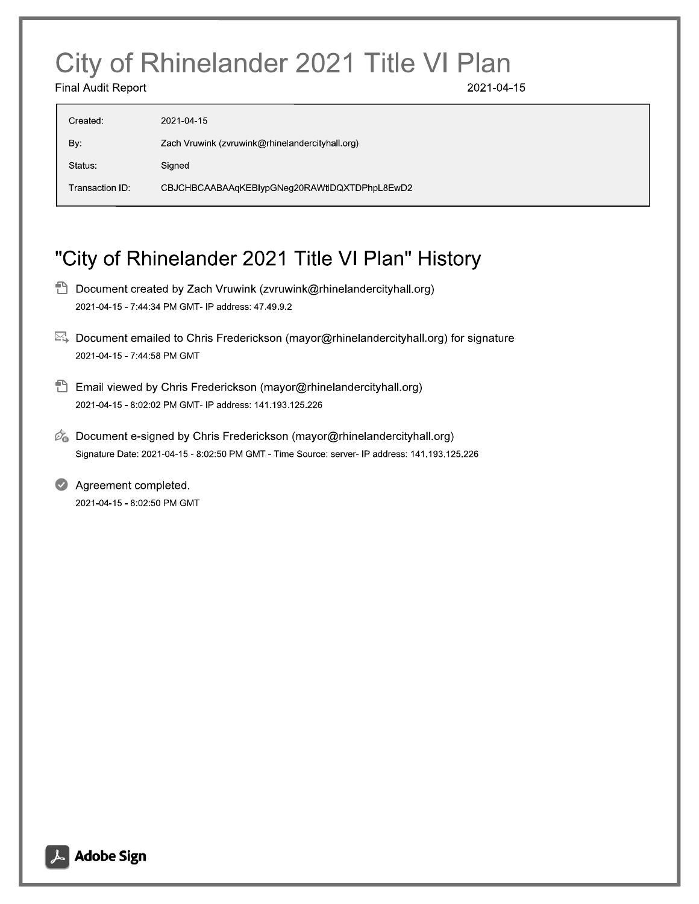# City of Rhinelander 2021 Title VI Plan

Final Audit Report 2021-04-15

| | |
|---|---|
| Created: | 2021-04-15 |
| By: | Zach Vruwink (zvruwink@rhinelandercityhall.org) |
| Status: | Signed |
| Transaction ID: | CBJCHBCAABAAqKEBIypGNeg20RAWtlDQXTDPhpL8EwD2 |

## "City of Rhinelander 2021 Title VI Plan" History

- Document created by Zach Vruwink (zvruwink@rhinelandercityhall.org)
  2021-04-15 - 7:44:34 PM GMT- IP address: 47.49.9.2

- Document emailed to Chris Frederickson (mayor@rhinelandercityhall.org) for signature
  2021-04-15 - 7:44:58 PM GMT

- Email viewed by Chris Frederickson (mayor@rhinelandercityhall.org)
  2021-04-15 - 8:02:02 PM GMT- IP address: 141.193.125.226

- Document e-signed by Chris Frederickson (mayor@rhinelandercityhall.org)
  Signature Date: 2021-04-15 - 8:02:50 PM GMT - Time Source: server- IP address: 141.193.125.226

- Agreement completed.
  2021-04-15 - 8:02:50 PM GMT

Adobe Sign